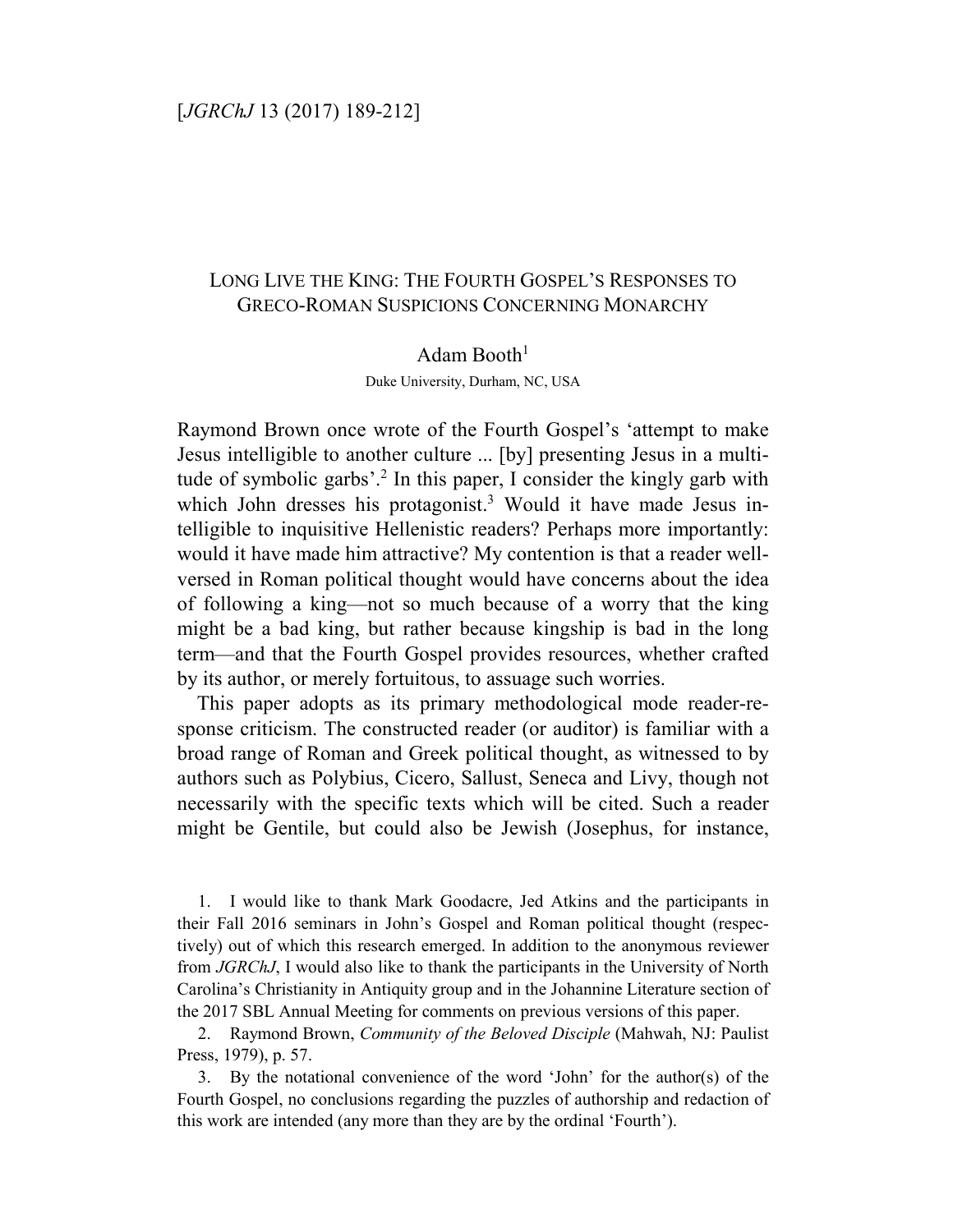# Long Live the King: The Fourth Gospel's Responses to Greco-Roman Suspicions Concerning Monarchy

Adam Booth[1]

Duke University, Durham, NC, USA

Raymond Brown once wrote of the Fourth Gospel's 'attempt to make Jesus intelligible to another culture ... [by] presenting Jesus in a multitude of symbolic garbs'.[2] In this paper, I consider the kingly garb with which John dresses his protagonist.[3] Would it have made Jesus intelligible to inquisitive Hellenistic readers? Perhaps more importantly: would it have made him attractive? My contention is that a reader well-versed in Roman political thought would have concerns about the idea of following a king—not so much because of a worry that the king might be a bad king, but rather because kingship is bad in the long term—and that the Fourth Gospel provides resources, whether crafted by its author, or merely fortuitous, to assuage such worries.

This paper adopts as its primary methodological mode reader-response criticism. The constructed reader (or auditor) is familiar with a broad range of Roman and Greek political thought, as witnessed to by authors such as Polybius, Cicero, Sallust, Seneca and Livy, though not necessarily with the specific texts which will be cited. Such a reader might be Gentile, but could also be Jewish (Josephus, for instance,

1. I would like to thank Mark Goodacre, Jed Atkins and the participants in their Fall 2016 seminars in John's Gospel and Roman political thought (respectively) out of which this research emerged. In addition to the anonymous reviewer from *JGRChJ*, I would also like to thank the participants in the University of North Carolina's Christianity in Antiquity group and in the Johannine Literature section of the 2017 SBL Annual Meeting for comments on previous versions of this paper.

2. Raymond Brown, *Community of the Beloved Disciple* (Mahwah, NJ: Paulist Press, 1979), p. 57.

3. By the notational convenience of the word 'John' for the author(s) of the Fourth Gospel, no conclusions regarding the puzzles of authorship and redaction of this work are intended (any more than they are by the ordinal 'Fourth').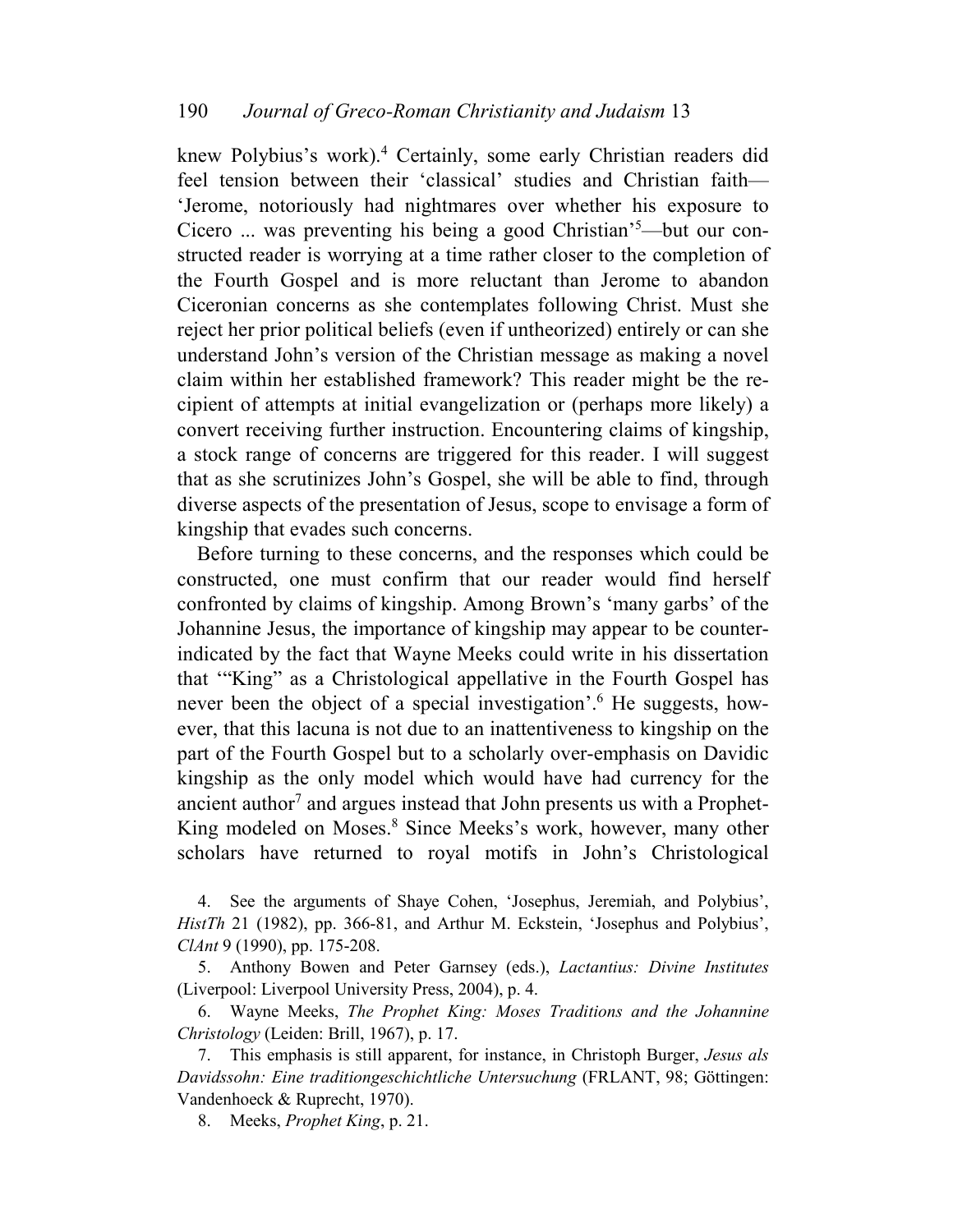knew Polybius's work).[4] Certainly, some early Christian readers did feel tension between their 'classical' studies and Christian faith—'Jerome, notoriously had nightmares over whether his exposure to Cicero ... was preventing his being a good Christian'[5]—but our constructed reader is worrying at a time rather closer to the completion of the Fourth Gospel and is more reluctant than Jerome to abandon Ciceronian concerns as she contemplates following Christ. Must she reject her prior political beliefs (even if untheorized) entirely or can she understand John's version of the Christian message as making a novel claim within her established framework? This reader might be the recipient of attempts at initial evangelization or (perhaps more likely) a convert receiving further instruction. Encountering claims of kingship, a stock range of concerns are triggered for this reader. I will suggest that as she scrutinizes John's Gospel, she will be able to find, through diverse aspects of the presentation of Jesus, scope to envisage a form of kingship that evades such concerns.

Before turning to these concerns, and the responses which could be constructed, one must confirm that our reader would find herself confronted by claims of kingship. Among Brown's 'many garbs' of the Johannine Jesus, the importance of kingship may appear to be counter-indicated by the fact that Wayne Meeks could write in his dissertation that '"King" as a Christological appellative in the Fourth Gospel has never been the object of a special investigation'.[6] He suggests, however, that this lacuna is not due to an inattentiveness to kingship on the part of the Fourth Gospel but to a scholarly over-emphasis on Davidic kingship as the only model which would have had currency for the ancient author[7] and argues instead that John presents us with a Prophet-King modeled on Moses.[8] Since Meeks's work, however, many other scholars have returned to royal motifs in John's Christological

4. See the arguments of Shaye Cohen, 'Josephus, Jeremiah, and Polybius', *HistTh* 21 (1982), pp. 366-81, and Arthur M. Eckstein, 'Josephus and Polybius', *ClAnt* 9 (1990), pp. 175-208.

5. Anthony Bowen and Peter Garnsey (eds.), *Lactantius: Divine Institutes* (Liverpool: Liverpool University Press, 2004), p. 4.

6. Wayne Meeks, *The Prophet King: Moses Traditions and the Johannine Christology* (Leiden: Brill, 1967), p. 17.

7. This emphasis is still apparent, for instance, in Christoph Burger, *Jesus als Davidssohn: Eine traditiongeschichtliche Untersuchung* (FRLANT, 98; Göttingen: Vandenhoeck & Ruprecht, 1970).

8. Meeks, *Prophet King*, p. 21.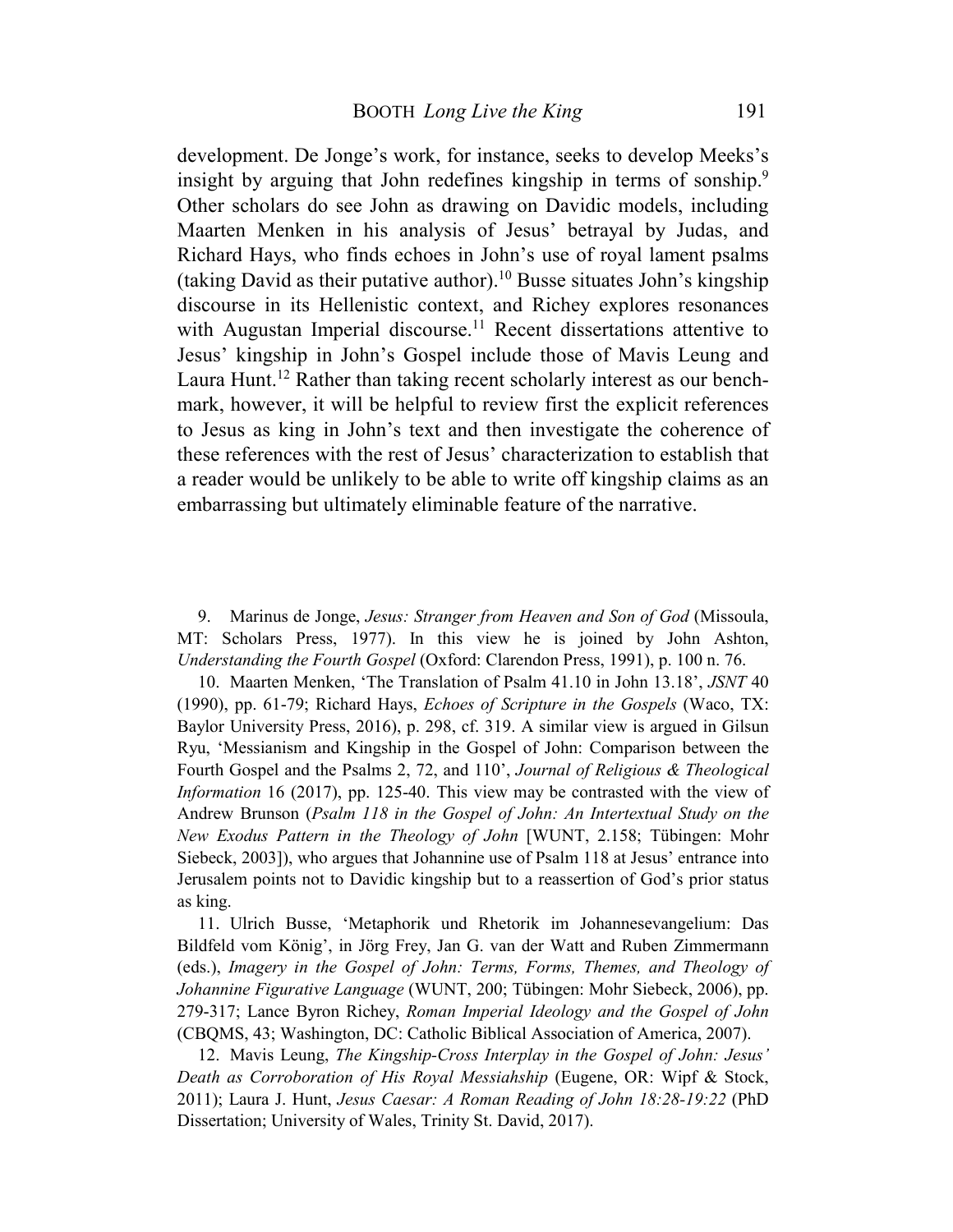development. De Jonge's work, for instance, seeks to develop Meeks's insight by arguing that John redefines kingship in terms of sonship.[9] Other scholars do see John as drawing on Davidic models, including Maarten Menken in his analysis of Jesus' betrayal by Judas, and Richard Hays, who finds echoes in John's use of royal lament psalms (taking David as their putative author).[10] Busse situates John's kingship discourse in its Hellenistic context, and Richey explores resonances with Augustan Imperial discourse.[11] Recent dissertations attentive to Jesus' kingship in John's Gospel include those of Mavis Leung and Laura Hunt.[12] Rather than taking recent scholarly interest as our benchmark, however, it will be helpful to review first the explicit references to Jesus as king in John's text and then investigate the coherence of these references with the rest of Jesus' characterization to establish that a reader would be unlikely to be able to write off kingship claims as an embarrassing but ultimately eliminable feature of the narrative.

9. Marinus de Jonge, *Jesus: Stranger from Heaven and Son of God* (Missoula, MT: Scholars Press, 1977). In this view he is joined by John Ashton, *Understanding the Fourth Gospel* (Oxford: Clarendon Press, 1991), p. 100 n. 76.

10. Maarten Menken, 'The Translation of Psalm 41.10 in John 13.18', *JSNT* 40 (1990), pp. 61-79; Richard Hays, *Echoes of Scripture in the Gospels* (Waco, TX: Baylor University Press, 2016), p. 298, cf. 319. A similar view is argued in Gilsun Ryu, 'Messianism and Kingship in the Gospel of John: Comparison between the Fourth Gospel and the Psalms 2, 72, and 110', *Journal of Religious & Theological Information* 16 (2017), pp. 125-40. This view may be contrasted with the view of Andrew Brunson (*Psalm 118 in the Gospel of John: An Intertextual Study on the New Exodus Pattern in the Theology of John* [WUNT, 2.158; Tübingen: Mohr Siebeck, 2003]), who argues that Johannine use of Psalm 118 at Jesus' entrance into Jerusalem points not to Davidic kingship but to a reassertion of God's prior status as king.

11. Ulrich Busse, 'Metaphorik und Rhetorik im Johannesevangelium: Das Bildfeld vom König', in Jörg Frey, Jan G. van der Watt and Ruben Zimmermann (eds.), *Imagery in the Gospel of John: Terms, Forms, Themes, and Theology of Johannine Figurative Language* (WUNT, 200; Tübingen: Mohr Siebeck, 2006), pp. 279-317; Lance Byron Richey, *Roman Imperial Ideology and the Gospel of John* (CBQMS, 43; Washington, DC: Catholic Biblical Association of America, 2007).

12. Mavis Leung, *The Kingship-Cross Interplay in the Gospel of John: Jesus' Death as Corroboration of His Royal Messiahship* (Eugene, OR: Wipf & Stock, 2011); Laura J. Hunt, *Jesus Caesar: A Roman Reading of John 18:28-19:22* (PhD Dissertation; University of Wales, Trinity St. David, 2017).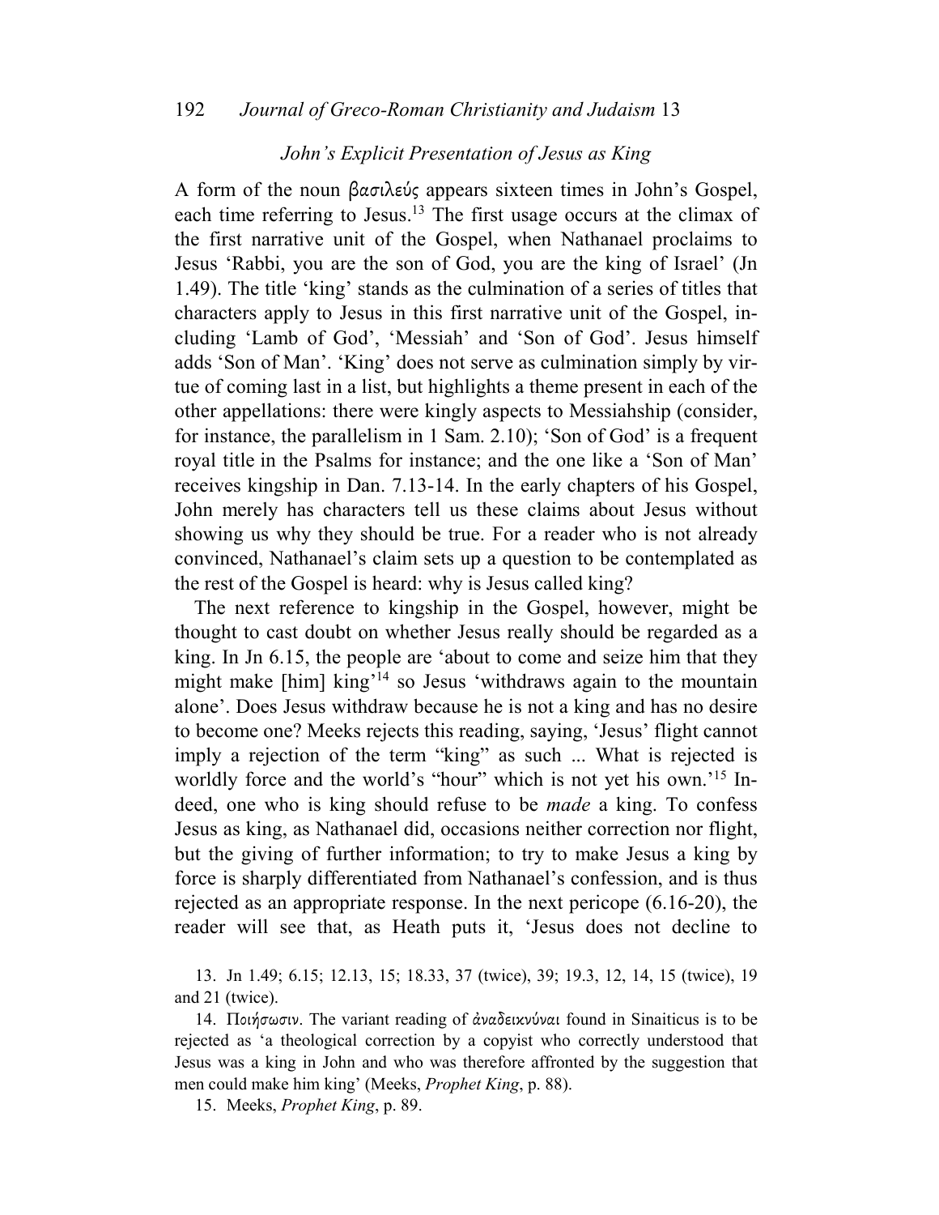### *John's Explicit Presentation of Jesus as King*

A form of the noun βασιλεύς appears sixteen times in John's Gospel, each time referring to Jesus.[13] The first usage occurs at the climax of the first narrative unit of the Gospel, when Nathanael proclaims to Jesus 'Rabbi, you are the son of God, you are the king of Israel' (Jn 1.49). The title 'king' stands as the culmination of a series of titles that characters apply to Jesus in this first narrative unit of the Gospel, including 'Lamb of God', 'Messiah' and 'Son of God'. Jesus himself adds 'Son of Man'. 'King' does not serve as culmination simply by virtue of coming last in a list, but highlights a theme present in each of the other appellations: there were kingly aspects to Messiahship (consider, for instance, the parallelism in 1 Sam. 2.10); 'Son of God' is a frequent royal title in the Psalms for instance; and the one like a 'Son of Man' receives kingship in Dan. 7.13-14. In the early chapters of his Gospel, John merely has characters tell us these claims about Jesus without showing us why they should be true. For a reader who is not already convinced, Nathanael's claim sets up a question to be contemplated as the rest of the Gospel is heard: why is Jesus called king?

The next reference to kingship in the Gospel, however, might be thought to cast doubt on whether Jesus really should be regarded as a king. In Jn 6.15, the people are 'about to come and seize him that they might make [him] king'[14] so Jesus 'withdraws again to the mountain alone'. Does Jesus withdraw because he is not a king and has no desire to become one? Meeks rejects this reading, saying, 'Jesus' flight cannot imply a rejection of the term "king" as such ... What is rejected is worldly force and the world's "hour" which is not yet his own.'[15] Indeed, one who is king should refuse to be *made* a king. To confess Jesus as king, as Nathanael did, occasions neither correction nor flight, but the giving of further information; to try to make Jesus a king by force is sharply differentiated from Nathanael's confession, and is thus rejected as an appropriate response. In the next pericope (6.16-20), the reader will see that, as Heath puts it, 'Jesus does not decline to

13. Jn 1.49; 6.15; 12.13, 15; 18.33, 37 (twice), 39; 19.3, 12, 14, 15 (twice), 19 and 21 (twice).

14. Ποιήσωσιν. The variant reading of ἀναδεικνύναι found in Sinaiticus is to be rejected as 'a theological correction by a copyist who correctly understood that Jesus was a king in John and who was therefore affronted by the suggestion that men could make him king' (Meeks, *Prophet King*, p. 88).

15. Meeks, *Prophet King*, p. 89.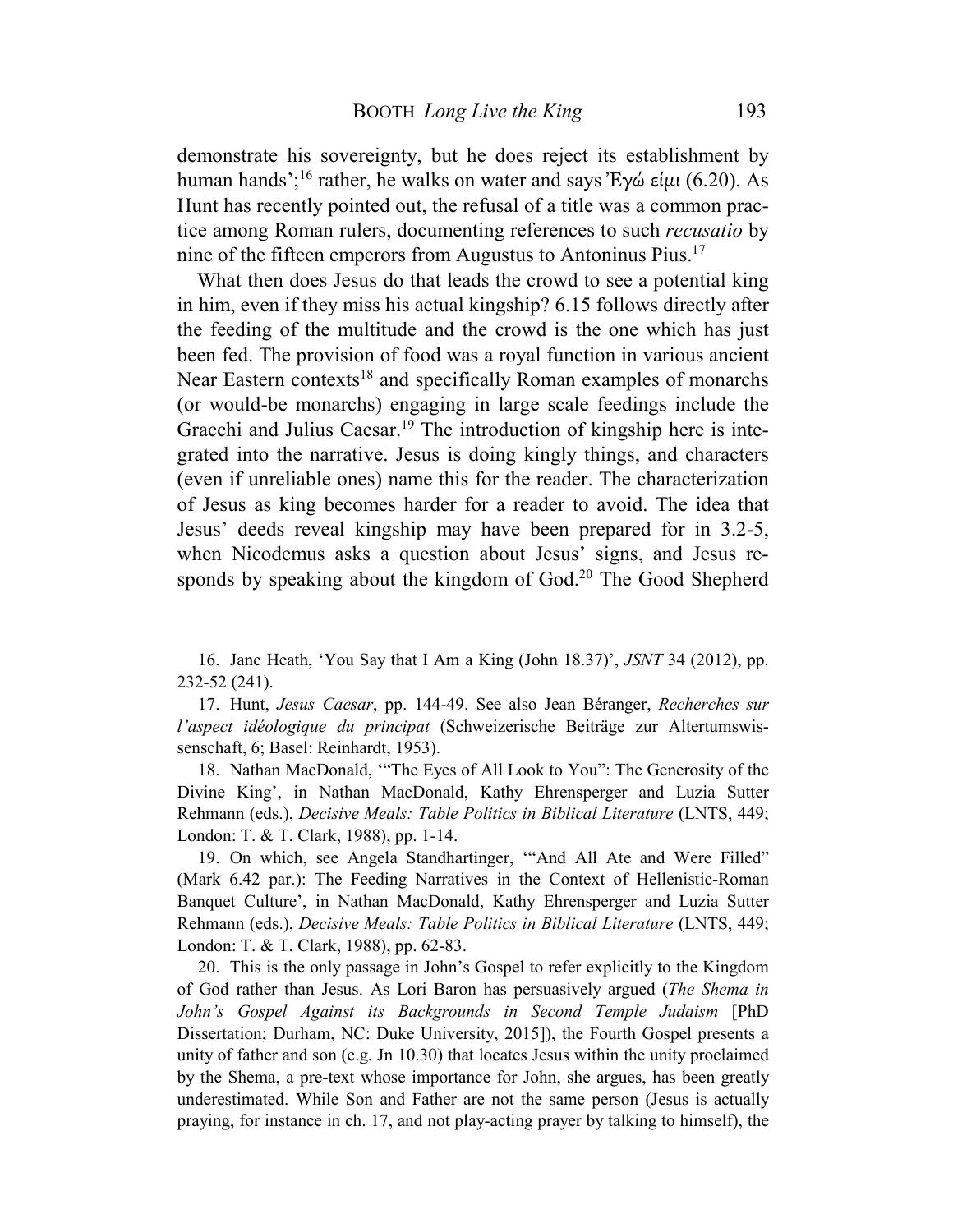demonstrate his sovereignty, but he does reject its establishment by human hands';[16] rather, he walks on water and says Ἐγώ εἰμι (6.20). As Hunt has recently pointed out, the refusal of a title was a common practice among Roman rulers, documenting references to such *recusatio* by nine of the fifteen emperors from Augustus to Antoninus Pius.[17]

What then does Jesus do that leads the crowd to see a potential king in him, even if they miss his actual kingship? 6.15 follows directly after the feeding of the multitude and the crowd is the one which has just been fed. The provision of food was a royal function in various ancient Near Eastern contexts[18] and specifically Roman examples of monarchs (or would-be monarchs) engaging in large scale feedings include the Gracchi and Julius Caesar.[19] The introduction of kingship here is integrated into the narrative. Jesus is doing kingly things, and characters (even if unreliable ones) name this for the reader. The characterization of Jesus as king becomes harder for a reader to avoid. The idea that Jesus' deeds reveal kingship may have been prepared for in 3.2-5, when Nicodemus asks a question about Jesus' signs, and Jesus responds by speaking about the kingdom of God.[20] The Good Shepherd

16. Jane Heath, 'You Say that I Am a King (John 18.37)', *JSNT* 34 (2012), pp. 232-52 (241).

17. Hunt, *Jesus Caesar*, pp. 144-49. See also Jean Béranger, *Recherches sur l'aspect idéologique du principat* (Schweizerische Beiträge zur Altertumswissenschaft, 6; Basel: Reinhardt, 1953).

18. Nathan MacDonald, '"The Eyes of All Look to You": The Generosity of the Divine King', in Nathan MacDonald, Kathy Ehrensperger and Luzia Sutter Rehmann (eds.), *Decisive Meals: Table Politics in Biblical Literature* (LNTS, 449; London: T. & T. Clark, 1988), pp. 1-14.

19. On which, see Angela Standhartinger, '"And All Ate and Were Filled" (Mark 6.42 par.): The Feeding Narratives in the Context of Hellenistic-Roman Banquet Culture', in Nathan MacDonald, Kathy Ehrensperger and Luzia Sutter Rehmann (eds.), *Decisive Meals: Table Politics in Biblical Literature* (LNTS, 449; London: T. & T. Clark, 1988), pp. 62-83.

20. This is the only passage in John's Gospel to refer explicitly to the Kingdom of God rather than Jesus. As Lori Baron has persuasively argued (*The Shema in John's Gospel Against its Backgrounds in Second Temple Judaism* [PhD Dissertation; Durham, NC: Duke University, 2015]), the Fourth Gospel presents a unity of father and son (e.g. Jn 10.30) that locates Jesus within the unity proclaimed by the Shema, a pre-text whose importance for John, she argues, has been greatly underestimated. While Son and Father are not the same person (Jesus is actually praying, for instance in ch. 17, and not play-acting prayer by talking to himself), the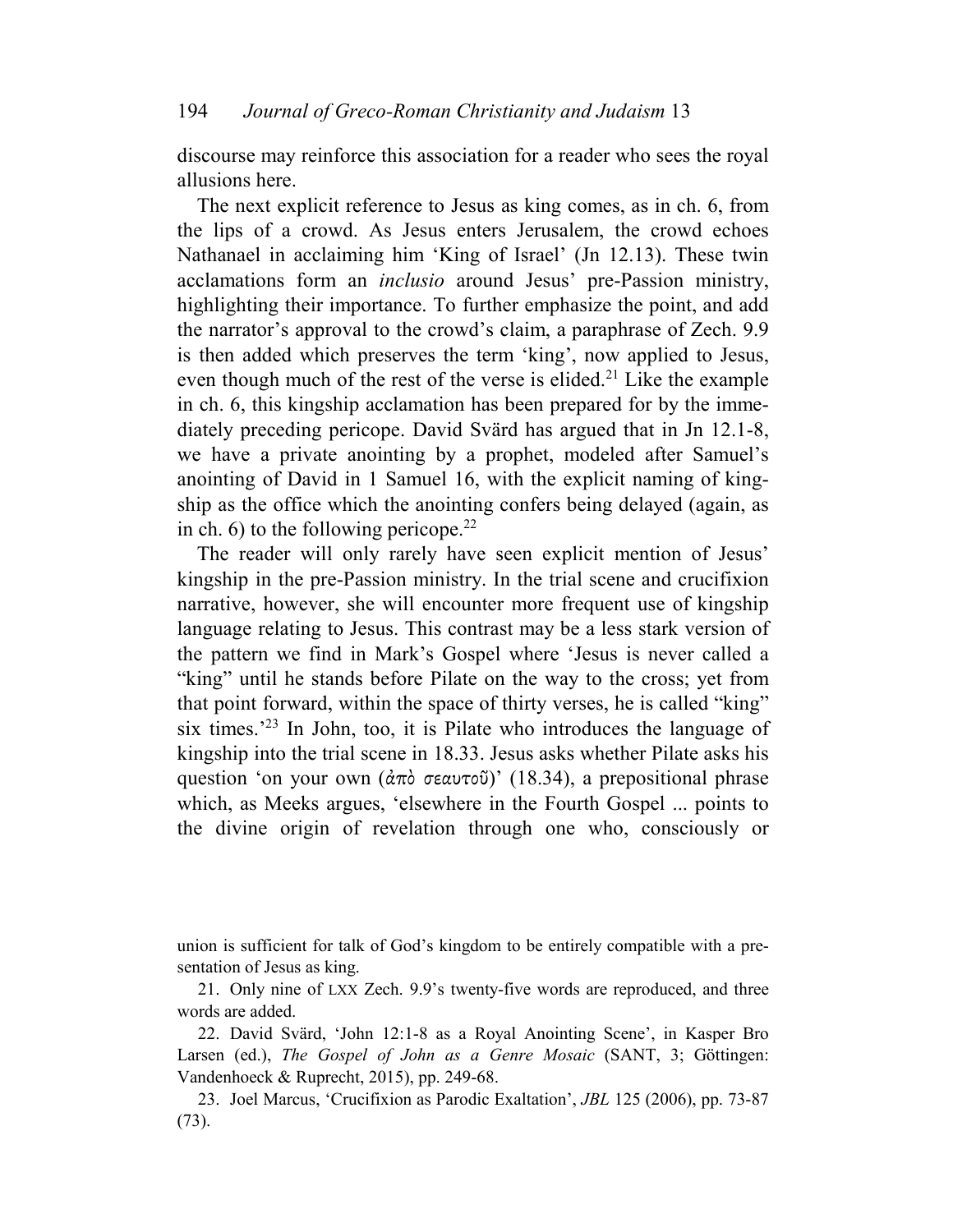discourse may reinforce this association for a reader who sees the royal allusions here.

The next explicit reference to Jesus as king comes, as in ch. 6, from the lips of a crowd. As Jesus enters Jerusalem, the crowd echoes Nathanael in acclaiming him 'King of Israel' (Jn 12.13). These twin acclamations form an *inclusio* around Jesus' pre-Passion ministry, highlighting their importance. To further emphasize the point, and add the narrator's approval to the crowd's claim, a paraphrase of Zech. 9.9 is then added which preserves the term 'king', now applied to Jesus, even though much of the rest of the verse is elided.[21] Like the example in ch. 6, this kingship acclamation has been prepared for by the immediately preceding pericope. David Svärd has argued that in Jn 12.1-8, we have a private anointing by a prophet, modeled after Samuel's anointing of David in 1 Samuel 16, with the explicit naming of kingship as the office which the anointing confers being delayed (again, as in ch. 6) to the following pericope.[22]

The reader will only rarely have seen explicit mention of Jesus' kingship in the pre-Passion ministry. In the trial scene and crucifixion narrative, however, she will encounter more frequent use of kingship language relating to Jesus. This contrast may be a less stark version of the pattern we find in Mark's Gospel where 'Jesus is never called a "king" until he stands before Pilate on the way to the cross; yet from that point forward, within the space of thirty verses, he is called "king" six times.'[23] In John, too, it is Pilate who introduces the language of kingship into the trial scene in 18.33. Jesus asks whether Pilate asks his question 'on your own (ἀπὸ σεαυτοῦ)' (18.34), a prepositional phrase which, as Meeks argues, 'elsewhere in the Fourth Gospel ... points to the divine origin of revelation through one who, consciously or

union is sufficient for talk of God's kingdom to be entirely compatible with a presentation of Jesus as king.

21. Only nine of LXX Zech. 9.9's twenty-five words are reproduced, and three words are added.

22. David Svärd, 'John 12:1-8 as a Royal Anointing Scene', in Kasper Bro Larsen (ed.), *The Gospel of John as a Genre Mosaic* (SANT, 3; Göttingen: Vandenhoeck & Ruprecht, 2015), pp. 249-68.

23. Joel Marcus, 'Crucifixion as Parodic Exaltation', *JBL* 125 (2006), pp. 73-87 (73).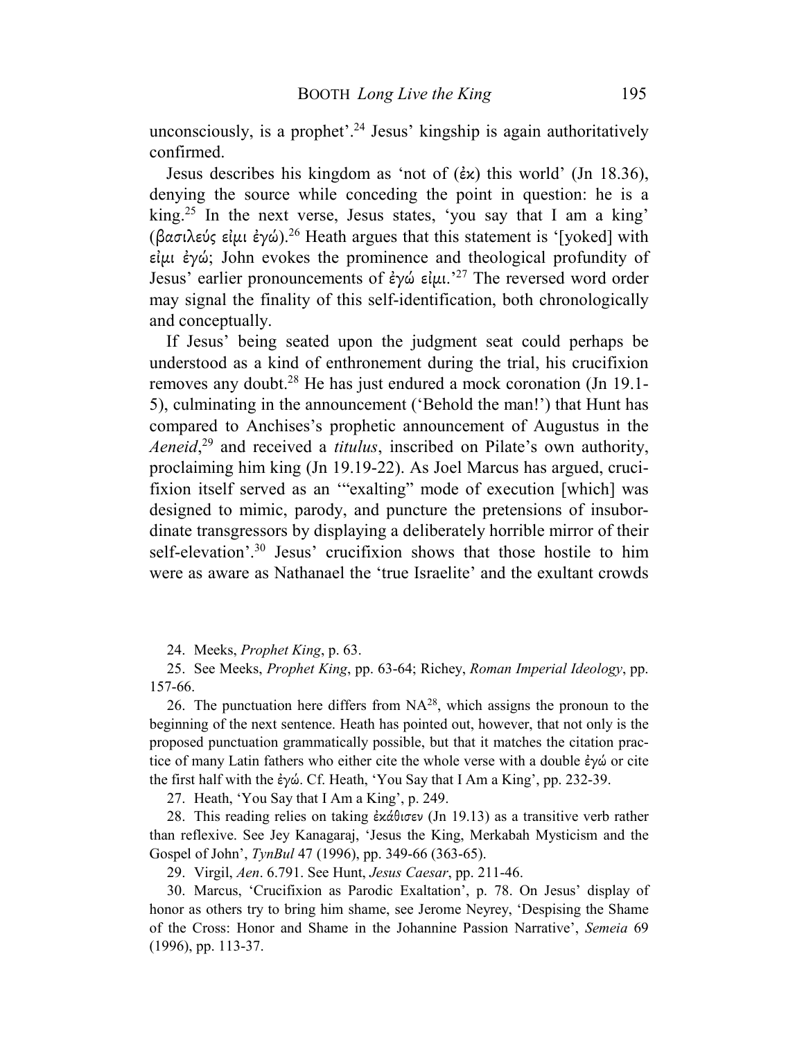unconsciously, is a prophet'.[24] Jesus' kingship is again authoritatively confirmed.

Jesus describes his kingdom as 'not of (ἐκ) this world' (Jn 18.36), denying the source while conceding the point in question: he is a king.[25] In the next verse, Jesus states, 'you say that I am a king' (βασιλεύς εἰμι ἐγώ).[26] Heath argues that this statement is '[yoked] with εἰμι ἐγώ; John evokes the prominence and theological profundity of Jesus' earlier pronouncements of ἐγώ εἰμι.'[27] The reversed word order may signal the finality of this self-identification, both chronologically and conceptually.

If Jesus' being seated upon the judgment seat could perhaps be understood as a kind of enthronement during the trial, his crucifixion removes any doubt.[28] He has just endured a mock coronation (Jn 19.1-5), culminating in the announcement ('Behold the man!') that Hunt has compared to Anchises's prophetic announcement of Augustus in the *Aeneid*,[29] and received a *titulus*, inscribed on Pilate's own authority, proclaiming him king (Jn 19.19-22). As Joel Marcus has argued, crucifixion itself served as an '"exalting" mode of execution [which] was designed to mimic, parody, and puncture the pretensions of insubordinate transgressors by displaying a deliberately horrible mirror of their self-elevation'.[30] Jesus' crucifixion shows that those hostile to him were as aware as Nathanael the 'true Israelite' and the exultant crowds

24. Meeks, *Prophet King*, p. 63.

25. See Meeks, *Prophet King*, pp. 63-64; Richey, *Roman Imperial Ideology*, pp. 157-66.

26. The punctuation here differs from NA[28], which assigns the pronoun to the beginning of the next sentence. Heath has pointed out, however, that not only is the proposed punctuation grammatically possible, but that it matches the citation practice of many Latin fathers who either cite the whole verse with a double ἐγώ or cite the first half with the ἐγώ. Cf. Heath, 'You Say that I Am a King', pp. 232-39.

27. Heath, 'You Say that I Am a King', p. 249.

28. This reading relies on taking ἐκάθισεν (Jn 19.13) as a transitive verb rather than reflexive. See Jey Kanagaraj, 'Jesus the King, Merkabah Mysticism and the Gospel of John', *TynBul* 47 (1996), pp. 349-66 (363-65).

29. Virgil, *Aen*. 6.791. See Hunt, *Jesus Caesar*, pp. 211-46.

30. Marcus, 'Crucifixion as Parodic Exaltation', p. 78. On Jesus' display of honor as others try to bring him shame, see Jerome Neyrey, 'Despising the Shame of the Cross: Honor and Shame in the Johannine Passion Narrative', *Semeia* 69 (1996), pp. 113-37.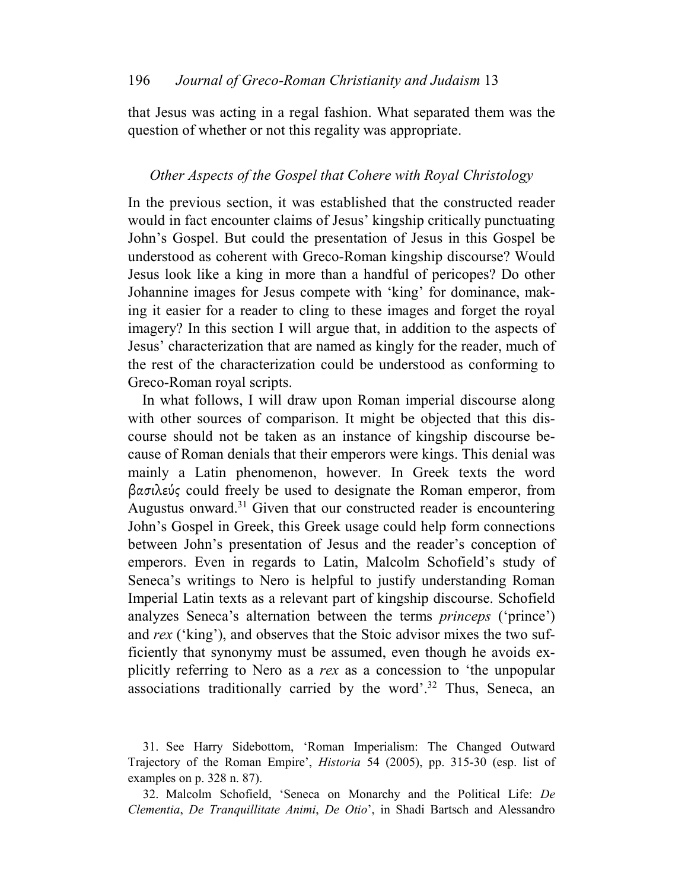that Jesus was acting in a regal fashion. What separated them was the question of whether or not this regality was appropriate.

### *Other Aspects of the Gospel that Cohere with Royal Christology*

In the previous section, it was established that the constructed reader would in fact encounter claims of Jesus' kingship critically punctuating John's Gospel. But could the presentation of Jesus in this Gospel be understood as coherent with Greco-Roman kingship discourse? Would Jesus look like a king in more than a handful of pericopes? Do other Johannine images for Jesus compete with 'king' for dominance, making it easier for a reader to cling to these images and forget the royal imagery? In this section I will argue that, in addition to the aspects of Jesus' characterization that are named as kingly for the reader, much of the rest of the characterization could be understood as conforming to Greco-Roman royal scripts.

In what follows, I will draw upon Roman imperial discourse along with other sources of comparison. It might be objected that this discourse should not be taken as an instance of kingship discourse because of Roman denials that their emperors were kings. This denial was mainly a Latin phenomenon, however. In Greek texts the word βασιλεύς could freely be used to designate the Roman emperor, from Augustus onward.[31] Given that our constructed reader is encountering John's Gospel in Greek, this Greek usage could help form connections between John's presentation of Jesus and the reader's conception of emperors. Even in regards to Latin, Malcolm Schofield's study of Seneca's writings to Nero is helpful to justify understanding Roman Imperial Latin texts as a relevant part of kingship discourse. Schofield analyzes Seneca's alternation between the terms *princeps* ('prince') and *rex* ('king'), and observes that the Stoic advisor mixes the two sufficiently that synonymy must be assumed, even though he avoids explicitly referring to Nero as a *rex* as a concession to 'the unpopular associations traditionally carried by the word'.[32] Thus, Seneca, an

31. See Harry Sidebottom, 'Roman Imperialism: The Changed Outward Trajectory of the Roman Empire', *Historia* 54 (2005), pp. 315-30 (esp. list of examples on p. 328 n. 87).

32. Malcolm Schofield, 'Seneca on Monarchy and the Political Life: *De Clementia*, *De Tranquillitate Animi*, *De Otio*', in Shadi Bartsch and Alessandro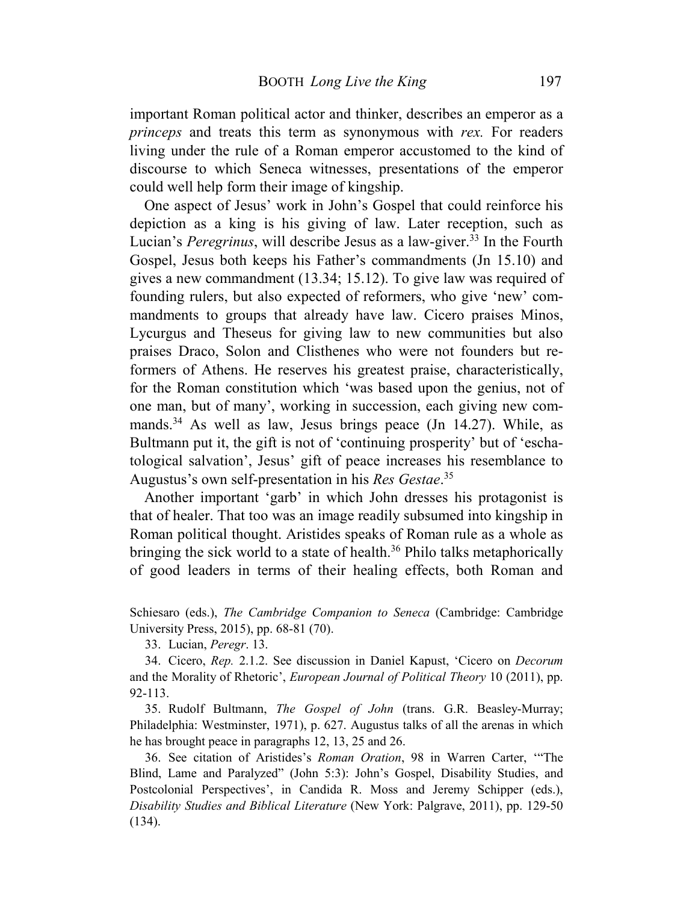important Roman political actor and thinker, describes an emperor as a *princeps* and treats this term as synonymous with *rex.* For readers living under the rule of a Roman emperor accustomed to the kind of discourse to which Seneca witnesses, presentations of the emperor could well help form their image of kingship.

One aspect of Jesus' work in John's Gospel that could reinforce his depiction as a king is his giving of law. Later reception, such as Lucian's *Peregrinus*, will describe Jesus as a law-giver.[33] In the Fourth Gospel, Jesus both keeps his Father's commandments (Jn 15.10) and gives a new commandment (13.34; 15.12). To give law was required of founding rulers, but also expected of reformers, who give 'new' commandments to groups that already have law. Cicero praises Minos, Lycurgus and Theseus for giving law to new communities but also praises Draco, Solon and Clisthenes who were not founders but reformers of Athens. He reserves his greatest praise, characteristically, for the Roman constitution which 'was based upon the genius, not of one man, but of many', working in succession, each giving new commands.[34] As well as law, Jesus brings peace (Jn 14.27). While, as Bultmann put it, the gift is not of 'continuing prosperity' but of 'eschatological salvation', Jesus' gift of peace increases his resemblance to Augustus's own self-presentation in his *Res Gestae*.[35]

Another important 'garb' in which John dresses his protagonist is that of healer. That too was an image readily subsumed into kingship in Roman political thought. Aristides speaks of Roman rule as a whole as bringing the sick world to a state of health.[36] Philo talks metaphorically of good leaders in terms of their healing effects, both Roman and

Schiesaro (eds.), *The Cambridge Companion to Seneca* (Cambridge: Cambridge University Press, 2015), pp. 68-81 (70).

33. Lucian, *Peregr*. 13.

34. Cicero, *Rep.* 2.1.2. See discussion in Daniel Kapust, 'Cicero on *Decorum* and the Morality of Rhetoric', *European Journal of Political Theory* 10 (2011), pp. 92-113.

35. Rudolf Bultmann, *The Gospel of John* (trans. G.R. Beasley-Murray; Philadelphia: Westminster, 1971), p. 627. Augustus talks of all the arenas in which he has brought peace in paragraphs 12, 13, 25 and 26.

36. See citation of Aristides's *Roman Oration*, 98 in Warren Carter, '"The Blind, Lame and Paralyzed" (John 5:3): John's Gospel, Disability Studies, and Postcolonial Perspectives', in Candida R. Moss and Jeremy Schipper (eds.), *Disability Studies and Biblical Literature* (New York: Palgrave, 2011), pp. 129-50 (134).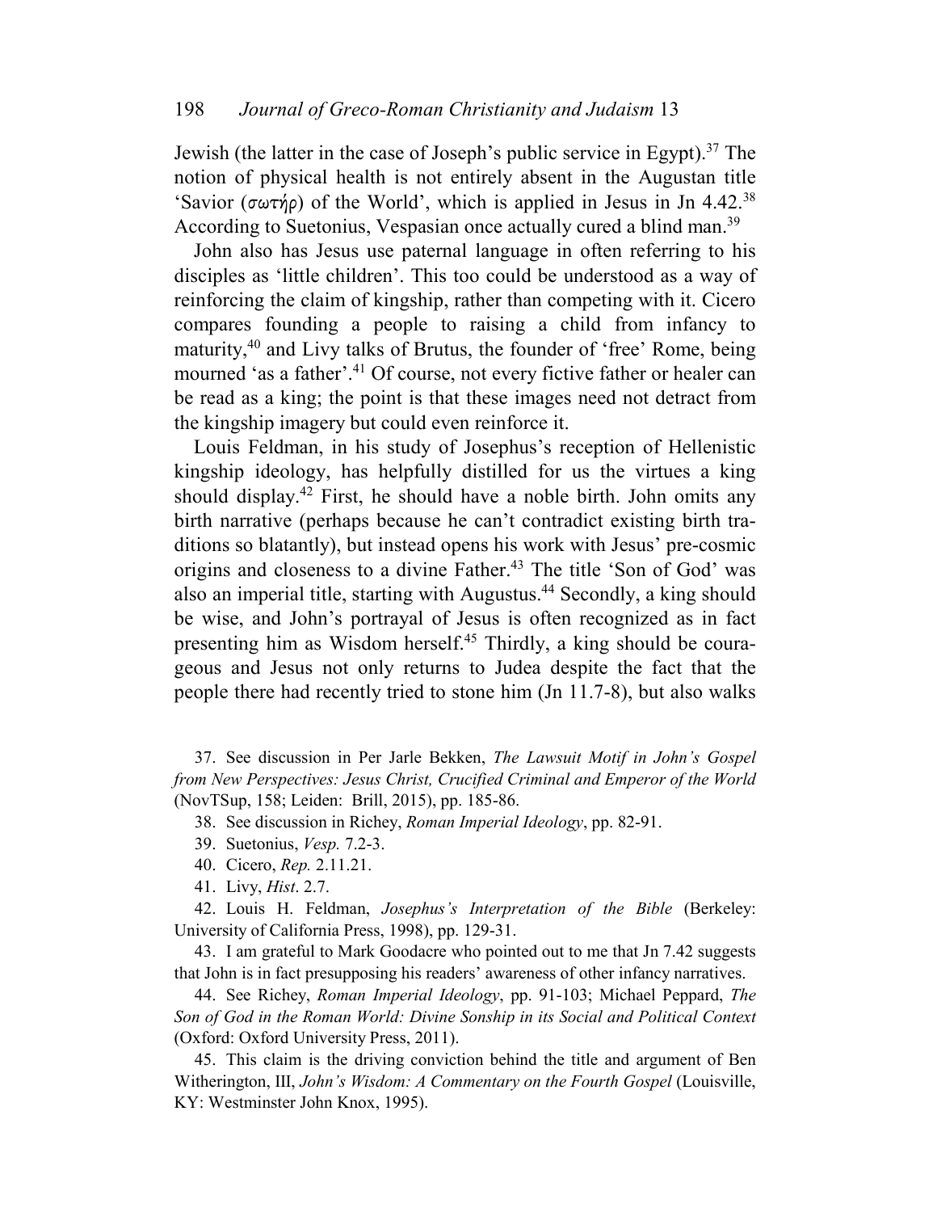Jewish (the latter in the case of Joseph's public service in Egypt).[37] The notion of physical health is not entirely absent in the Augustan title 'Savior (σωτήρ) of the World', which is applied in Jesus in Jn 4.42.[38] According to Suetonius, Vespasian once actually cured a blind man.[39]

John also has Jesus use paternal language in often referring to his disciples as 'little children'. This too could be understood as a way of reinforcing the claim of kingship, rather than competing with it. Cicero compares founding a people to raising a child from infancy to maturity,[40] and Livy talks of Brutus, the founder of 'free' Rome, being mourned 'as a father'.[41] Of course, not every fictive father or healer can be read as a king; the point is that these images need not detract from the kingship imagery but could even reinforce it.

Louis Feldman, in his study of Josephus's reception of Hellenistic kingship ideology, has helpfully distilled for us the virtues a king should display.[42] First, he should have a noble birth. John omits any birth narrative (perhaps because he can't contradict existing birth traditions so blatantly), but instead opens his work with Jesus' pre-cosmic origins and closeness to a divine Father.[43] The title 'Son of God' was also an imperial title, starting with Augustus.[44] Secondly, a king should be wise, and John's portrayal of Jesus is often recognized as in fact presenting him as Wisdom herself.[45] Thirdly, a king should be courageous and Jesus not only returns to Judea despite the fact that the people there had recently tried to stone him (Jn 11.7-8), but also walks

37. See discussion in Per Jarle Bekken, *The Lawsuit Motif in John's Gospel from New Perspectives: Jesus Christ, Crucified Criminal and Emperor of the World* (NovTSup, 158; Leiden: Brill, 2015), pp. 185-86.

38. See discussion in Richey, *Roman Imperial Ideology*, pp. 82-91.

39. Suetonius, *Vesp.* 7.2-3.

40. Cicero, *Rep.* 2.11.21.

41. Livy, *Hist*. 2.7.

42. Louis H. Feldman, *Josephus's Interpretation of the Bible* (Berkeley: University of California Press, 1998), pp. 129-31.

43. I am grateful to Mark Goodacre who pointed out to me that Jn 7.42 suggests that John is in fact presupposing his readers' awareness of other infancy narratives.

44. See Richey, *Roman Imperial Ideology*, pp. 91-103; Michael Peppard, *The Son of God in the Roman World: Divine Sonship in its Social and Political Context* (Oxford: Oxford University Press, 2011).

45. This claim is the driving conviction behind the title and argument of Ben Witherington, III, *John's Wisdom: A Commentary on the Fourth Gospel* (Louisville, KY: Westminster John Knox, 1995).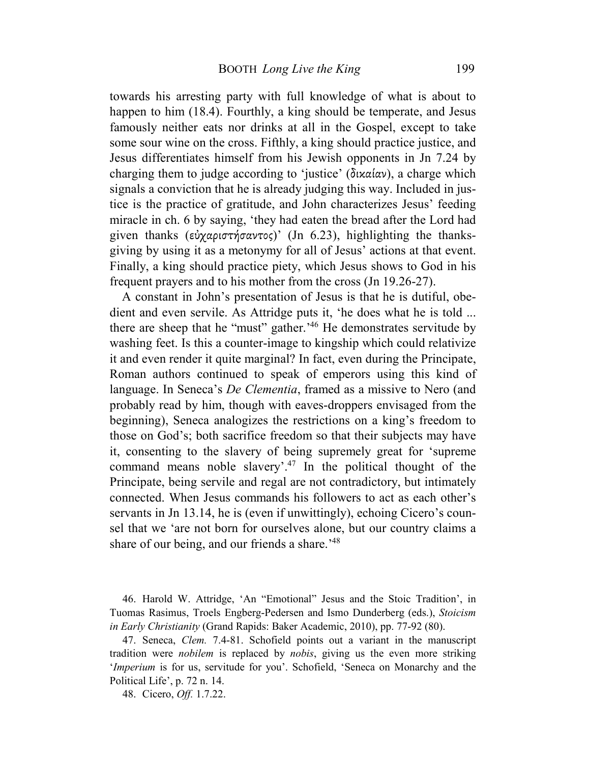towards his arresting party with full knowledge of what is about to happen to him (18.4). Fourthly, a king should be temperate, and Jesus famously neither eats nor drinks at all in the Gospel, except to take some sour wine on the cross. Fifthly, a king should practice justice, and Jesus differentiates himself from his Jewish opponents in Jn 7.24 by charging them to judge according to 'justice' (δικαίαν), a charge which signals a conviction that he is already judging this way. Included in justice is the practice of gratitude, and John characterizes Jesus' feeding miracle in ch. 6 by saying, 'they had eaten the bread after the Lord had given thanks (εὐχαριστήσαντος)' (Jn 6.23), highlighting the thanksgiving by using it as a metonymy for all of Jesus' actions at that event. Finally, a king should practice piety, which Jesus shows to God in his frequent prayers and to his mother from the cross (Jn 19.26-27).

A constant in John's presentation of Jesus is that he is dutiful, obedient and even servile. As Attridge puts it, 'he does what he is told ... there are sheep that he "must" gather.'[46] He demonstrates servitude by washing feet. Is this a counter-image to kingship which could relativize it and even render it quite marginal? In fact, even during the Principate, Roman authors continued to speak of emperors using this kind of language. In Seneca's *De Clementia*, framed as a missive to Nero (and probably read by him, though with eaves-droppers envisaged from the beginning), Seneca analogizes the restrictions on a king's freedom to those on God's; both sacrifice freedom so that their subjects may have it, consenting to the slavery of being supremely great for 'supreme command means noble slavery'.[47] In the political thought of the Principate, being servile and regal are not contradictory, but intimately connected. When Jesus commands his followers to act as each other's servants in Jn 13.14, he is (even if unwittingly), echoing Cicero's counsel that we 'are not born for ourselves alone, but our country claims a share of our being, and our friends a share.'[48]

46. Harold W. Attridge, 'An "Emotional" Jesus and the Stoic Tradition', in Tuomas Rasimus, Troels Engberg-Pedersen and Ismo Dunderberg (eds.), *Stoicism in Early Christianity* (Grand Rapids: Baker Academic, 2010), pp. 77-92 (80).

47. Seneca, *Clem.* 7.4-81. Schofield points out a variant in the manuscript tradition were *nobilem* is replaced by *nobis*, giving us the even more striking '*Imperium* is for us, servitude for you'. Schofield, 'Seneca on Monarchy and the Political Life', p. 72 n. 14.

48. Cicero, *Off.* 1.7.22.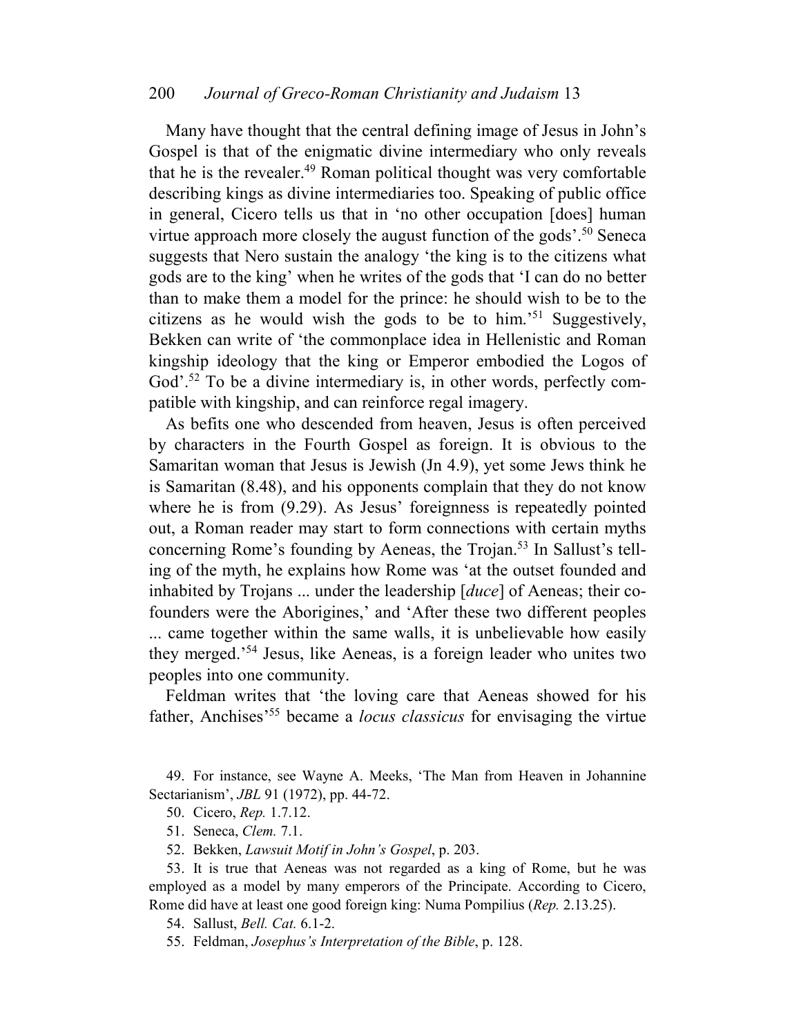Many have thought that the central defining image of Jesus in John's Gospel is that of the enigmatic divine intermediary who only reveals that he is the revealer.[49] Roman political thought was very comfortable describing kings as divine intermediaries too. Speaking of public office in general, Cicero tells us that in 'no other occupation [does] human virtue approach more closely the august function of the gods'.[50] Seneca suggests that Nero sustain the analogy 'the king is to the citizens what gods are to the king' when he writes of the gods that 'I can do no better than to make them a model for the prince: he should wish to be to the citizens as he would wish the gods to be to him.'[51] Suggestively, Bekken can write of 'the commonplace idea in Hellenistic and Roman kingship ideology that the king or Emperor embodied the Logos of God'.[52] To be a divine intermediary is, in other words, perfectly compatible with kingship, and can reinforce regal imagery.

As befits one who descended from heaven, Jesus is often perceived by characters in the Fourth Gospel as foreign. It is obvious to the Samaritan woman that Jesus is Jewish (Jn 4.9), yet some Jews think he is Samaritan (8.48), and his opponents complain that they do not know where he is from (9.29). As Jesus' foreignness is repeatedly pointed out, a Roman reader may start to form connections with certain myths concerning Rome's founding by Aeneas, the Trojan.[53] In Sallust's telling of the myth, he explains how Rome was 'at the outset founded and inhabited by Trojans ... under the leadership [*duce*] of Aeneas; their co-founders were the Aborigines,' and 'After these two different peoples ... came together within the same walls, it is unbelievable how easily they merged.'[54] Jesus, like Aeneas, is a foreign leader who unites two peoples into one community.

Feldman writes that 'the loving care that Aeneas showed for his father, Anchises'[55] became a *locus classicus* for envisaging the virtue

49. For instance, see Wayne A. Meeks, 'The Man from Heaven in Johannine Sectarianism', *JBL* 91 (1972), pp. 44-72.

50. Cicero, *Rep.* 1.7.12.

51. Seneca, *Clem.* 7.1.

52. Bekken, *Lawsuit Motif in John's Gospel*, p. 203.

53. It is true that Aeneas was not regarded as a king of Rome, but he was employed as a model by many emperors of the Principate. According to Cicero, Rome did have at least one good foreign king: Numa Pompilius (*Rep.* 2.13.25).

54. Sallust, *Bell. Cat.* 6.1-2.

55. Feldman, *Josephus's Interpretation of the Bible*, p. 128.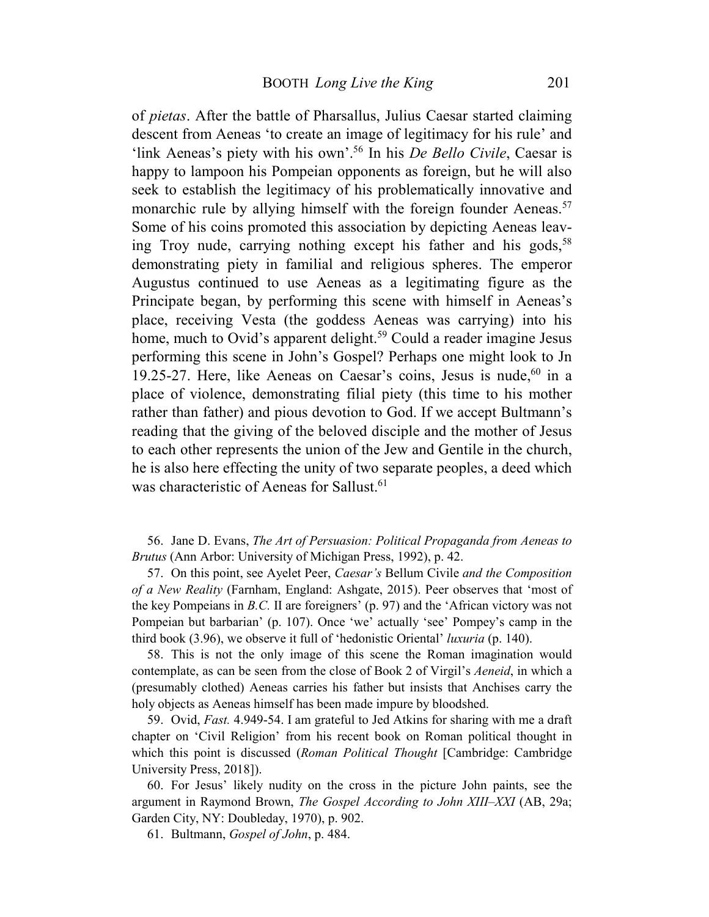of *pietas*. After the battle of Pharsallus, Julius Caesar started claiming descent from Aeneas 'to create an image of legitimacy for his rule' and 'link Aeneas's piety with his own'.[56] In his *De Bello Civile*, Caesar is happy to lampoon his Pompeian opponents as foreign, but he will also seek to establish the legitimacy of his problematically innovative and monarchic rule by allying himself with the foreign founder Aeneas.[57] Some of his coins promoted this association by depicting Aeneas leaving Troy nude, carrying nothing except his father and his gods,[58] demonstrating piety in familial and religious spheres. The emperor Augustus continued to use Aeneas as a legitimating figure as the Principate began, by performing this scene with himself in Aeneas's place, receiving Vesta (the goddess Aeneas was carrying) into his home, much to Ovid's apparent delight.[59] Could a reader imagine Jesus performing this scene in John's Gospel? Perhaps one might look to Jn 19.25-27. Here, like Aeneas on Caesar's coins, Jesus is nude,[60] in a place of violence, demonstrating filial piety (this time to his mother rather than father) and pious devotion to God. If we accept Bultmann's reading that the giving of the beloved disciple and the mother of Jesus to each other represents the union of the Jew and Gentile in the church, he is also here effecting the unity of two separate peoples, a deed which was characteristic of Aeneas for Sallust.[61]

56. Jane D. Evans, *The Art of Persuasion: Political Propaganda from Aeneas to Brutus* (Ann Arbor: University of Michigan Press, 1992), p. 42.

57. On this point, see Ayelet Peer, *Caesar's* Bellum Civile *and the Composition of a New Reality* (Farnham, England: Ashgate, 2015). Peer observes that 'most of the key Pompeians in *B.C.* II are foreigners' (p. 97) and the 'African victory was not Pompeian but barbarian' (p. 107). Once 'we' actually 'see' Pompey's camp in the third book (3.96), we observe it full of 'hedonistic Oriental' *luxuria* (p. 140).

58. This is not the only image of this scene the Roman imagination would contemplate, as can be seen from the close of Book 2 of Virgil's *Aeneid*, in which a (presumably clothed) Aeneas carries his father but insists that Anchises carry the holy objects as Aeneas himself has been made impure by bloodshed.

59. Ovid, *Fast.* 4.949-54. I am grateful to Jed Atkins for sharing with me a draft chapter on 'Civil Religion' from his recent book on Roman political thought in which this point is discussed (*Roman Political Thought* [Cambridge: Cambridge University Press, 2018]).

60. For Jesus' likely nudity on the cross in the picture John paints, see the argument in Raymond Brown, *The Gospel According to John XIII–XXI* (AB, 29a; Garden City, NY: Doubleday, 1970), p. 902.

61. Bultmann, *Gospel of John*, p. 484.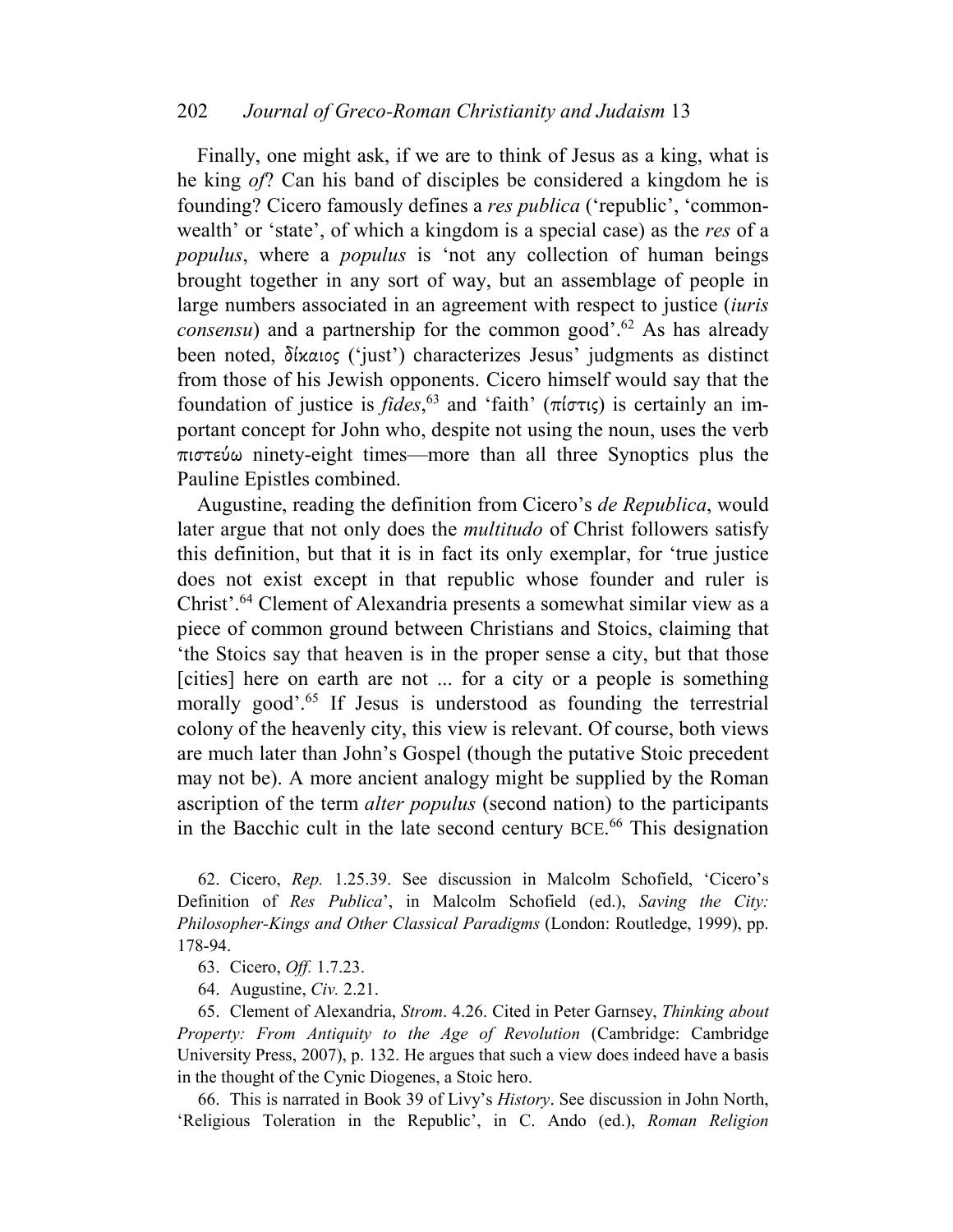Finally, one might ask, if we are to think of Jesus as a king, what is he king *of*? Can his band of disciples be considered a kingdom he is founding? Cicero famously defines a *res publica* ('republic', 'commonwealth' or 'state', of which a kingdom is a special case) as the *res* of a *populus*, where a *populus* is 'not any collection of human beings brought together in any sort of way, but an assemblage of people in large numbers associated in an agreement with respect to justice (*iuris consensu*) and a partnership for the common good'.[62] As has already been noted, δίκαιος ('just') characterizes Jesus' judgments as distinct from those of his Jewish opponents. Cicero himself would say that the foundation of justice is *fides*,[63] and 'faith' (πίστις) is certainly an important concept for John who, despite not using the noun, uses the verb πιστεύω ninety-eight times—more than all three Synoptics plus the Pauline Epistles combined.

Augustine, reading the definition from Cicero's *de Republica*, would later argue that not only does the *multitudo* of Christ followers satisfy this definition, but that it is in fact its only exemplar, for 'true justice does not exist except in that republic whose founder and ruler is Christ'.[64] Clement of Alexandria presents a somewhat similar view as a piece of common ground between Christians and Stoics, claiming that 'the Stoics say that heaven is in the proper sense a city, but that those [cities] here on earth are not ... for a city or a people is something morally good'.[65] If Jesus is understood as founding the terrestrial colony of the heavenly city, this view is relevant. Of course, both views are much later than John's Gospel (though the putative Stoic precedent may not be). A more ancient analogy might be supplied by the Roman ascription of the term *alter populus* (second nation) to the participants in the Bacchic cult in the late second century BCE.[66] This designation

62. Cicero, *Rep.* 1.25.39. See discussion in Malcolm Schofield, 'Cicero's Definition of *Res Publica*', in Malcolm Schofield (ed.), *Saving the City: Philosopher-Kings and Other Classical Paradigms* (London: Routledge, 1999), pp. 178-94.

63. Cicero, *Off.* 1.7.23.

64. Augustine, *Civ.* 2.21.

65. Clement of Alexandria, *Strom*. 4.26. Cited in Peter Garnsey, *Thinking about Property: From Antiquity to the Age of Revolution* (Cambridge: Cambridge University Press, 2007), p. 132. He argues that such a view does indeed have a basis in the thought of the Cynic Diogenes, a Stoic hero.

66. This is narrated in Book 39 of Livy's *History*. See discussion in John North, 'Religious Toleration in the Republic', in C. Ando (ed.), *Roman Religion*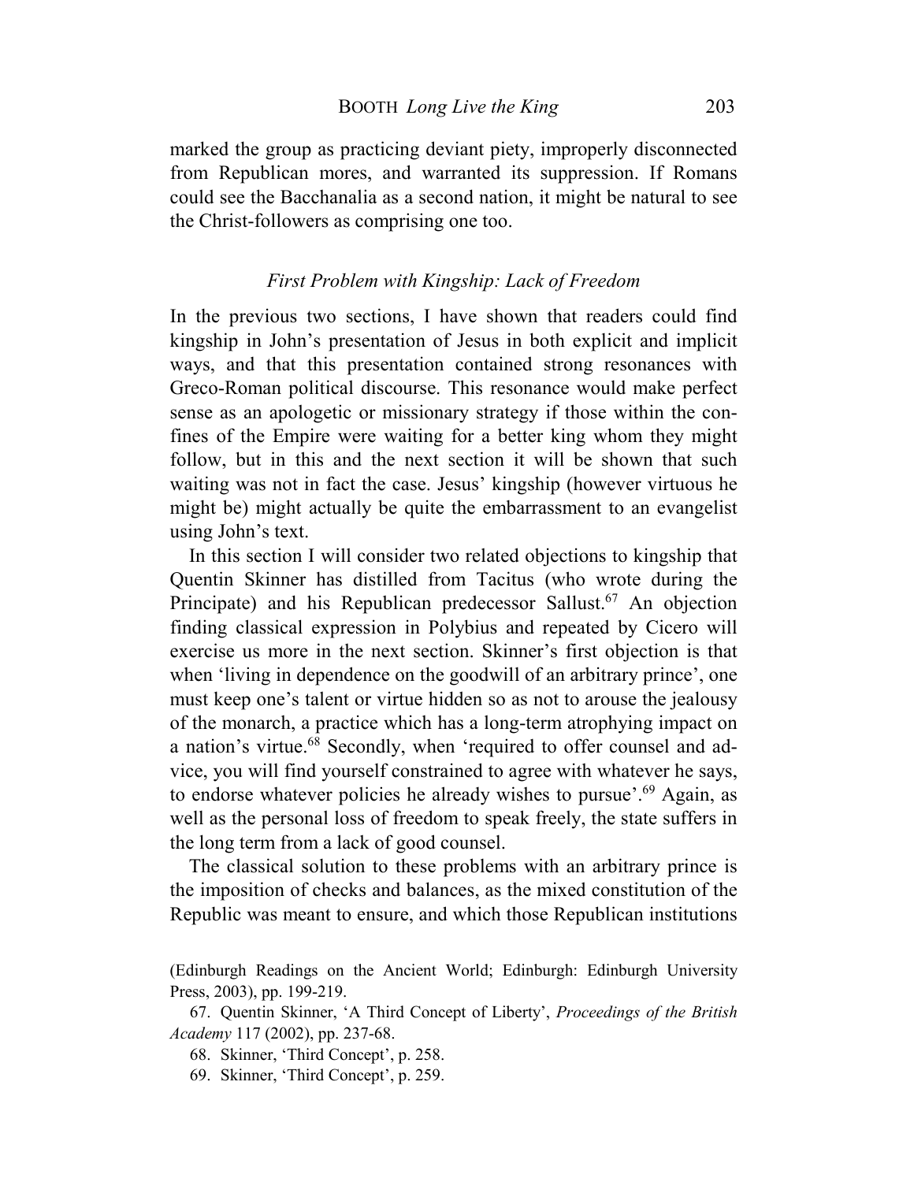marked the group as practicing deviant piety, improperly disconnected from Republican mores, and warranted its suppression. If Romans could see the Bacchanalia as a second nation, it might be natural to see the Christ-followers as comprising one too.

### *First Problem with Kingship: Lack of Freedom*

In the previous two sections, I have shown that readers could find kingship in John's presentation of Jesus in both explicit and implicit ways, and that this presentation contained strong resonances with Greco-Roman political discourse. This resonance would make perfect sense as an apologetic or missionary strategy if those within the confines of the Empire were waiting for a better king whom they might follow, but in this and the next section it will be shown that such waiting was not in fact the case. Jesus' kingship (however virtuous he might be) might actually be quite the embarrassment to an evangelist using John's text.

In this section I will consider two related objections to kingship that Quentin Skinner has distilled from Tacitus (who wrote during the Principate) and his Republican predecessor Sallust.[67] An objection finding classical expression in Polybius and repeated by Cicero will exercise us more in the next section. Skinner's first objection is that when 'living in dependence on the goodwill of an arbitrary prince', one must keep one's talent or virtue hidden so as not to arouse the jealousy of the monarch, a practice which has a long-term atrophying impact on a nation's virtue.[68] Secondly, when 'required to offer counsel and advice, you will find yourself constrained to agree with whatever he says, to endorse whatever policies he already wishes to pursue'.[69] Again, as well as the personal loss of freedom to speak freely, the state suffers in the long term from a lack of good counsel.

The classical solution to these problems with an arbitrary prince is the imposition of checks and balances, as the mixed constitution of the Republic was meant to ensure, and which those Republican institutions

(Edinburgh Readings on the Ancient World; Edinburgh: Edinburgh University Press, 2003), pp. 199-219.

67. Quentin Skinner, 'A Third Concept of Liberty', *Proceedings of the British Academy* 117 (2002), pp. 237-68.

68. Skinner, 'Third Concept', p. 258.

69. Skinner, 'Third Concept', p. 259.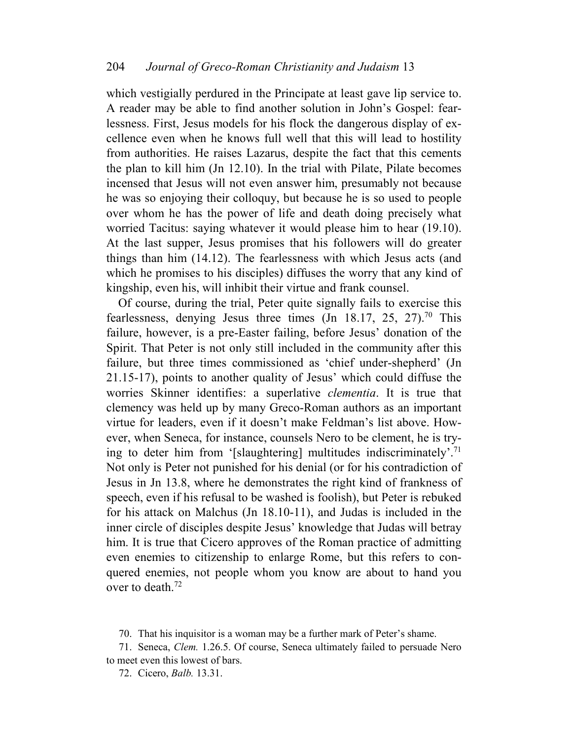which vestigially perdured in the Principate at least gave lip service to. A reader may be able to find another solution in John's Gospel: fearlessness. First, Jesus models for his flock the dangerous display of excellence even when he knows full well that this will lead to hostility from authorities. He raises Lazarus, despite the fact that this cements the plan to kill him (Jn 12.10). In the trial with Pilate, Pilate becomes incensed that Jesus will not even answer him, presumably not because he was so enjoying their colloquy, but because he is so used to people over whom he has the power of life and death doing precisely what worried Tacitus: saying whatever it would please him to hear (19.10). At the last supper, Jesus promises that his followers will do greater things than him (14.12). The fearlessness with which Jesus acts (and which he promises to his disciples) diffuses the worry that any kind of kingship, even his, will inhibit their virtue and frank counsel.

Of course, during the trial, Peter quite signally fails to exercise this fearlessness, denying Jesus three times (Jn 18.17, 25, 27).[70] This failure, however, is a pre-Easter failing, before Jesus' donation of the Spirit. That Peter is not only still included in the community after this failure, but three times commissioned as 'chief under-shepherd' (Jn 21.15-17), points to another quality of Jesus' which could diffuse the worries Skinner identifies: a superlative *clementia*. It is true that clemency was held up by many Greco-Roman authors as an important virtue for leaders, even if it doesn't make Feldman's list above. However, when Seneca, for instance, counsels Nero to be clement, he is trying to deter him from '[slaughtering] multitudes indiscriminately'.[71] Not only is Peter not punished for his denial (or for his contradiction of Jesus in Jn 13.8, where he demonstrates the right kind of frankness of speech, even if his refusal to be washed is foolish), but Peter is rebuked for his attack on Malchus (Jn 18.10-11), and Judas is included in the inner circle of disciples despite Jesus' knowledge that Judas will betray him. It is true that Cicero approves of the Roman practice of admitting even enemies to citizenship to enlarge Rome, but this refers to conquered enemies, not people whom you know are about to hand you over to death.[72]

70. That his inquisitor is a woman may be a further mark of Peter's shame.

71. Seneca, *Clem.* 1.26.5. Of course, Seneca ultimately failed to persuade Nero to meet even this lowest of bars.

72. Cicero, *Balb.* 13.31.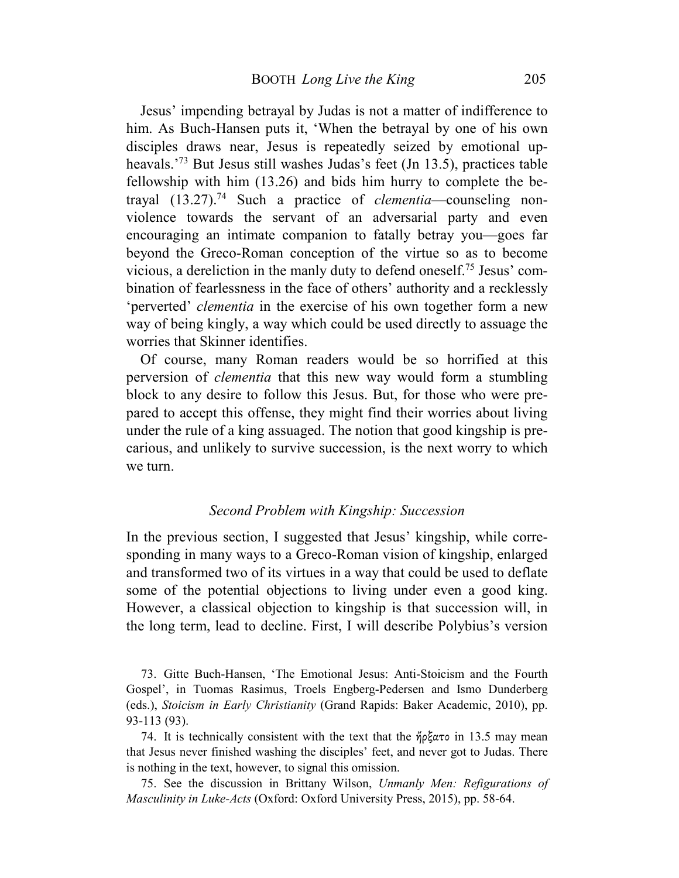Jesus' impending betrayal by Judas is not a matter of indifference to him. As Buch-Hansen puts it, 'When the betrayal by one of his own disciples draws near, Jesus is repeatedly seized by emotional upheavals.'[73] But Jesus still washes Judas's feet (Jn 13.5), practices table fellowship with him (13.26) and bids him hurry to complete the betrayal (13.27).[74] Such a practice of *clementia*—counseling nonviolence towards the servant of an adversarial party and even encouraging an intimate companion to fatally betray you—goes far beyond the Greco-Roman conception of the virtue so as to become vicious, a dereliction in the manly duty to defend oneself.[75] Jesus' combination of fearlessness in the face of others' authority and a recklessly 'perverted' *clementia* in the exercise of his own together form a new way of being kingly, a way which could be used directly to assuage the worries that Skinner identifies.

Of course, many Roman readers would be so horrified at this perversion of *clementia* that this new way would form a stumbling block to any desire to follow this Jesus. But, for those who were prepared to accept this offense, they might find their worries about living under the rule of a king assuaged. The notion that good kingship is precarious, and unlikely to survive succession, is the next worry to which we turn.

### *Second Problem with Kingship: Succession*

In the previous section, I suggested that Jesus' kingship, while corresponding in many ways to a Greco-Roman vision of kingship, enlarged and transformed two of its virtues in a way that could be used to deflate some of the potential objections to living under even a good king. However, a classical objection to kingship is that succession will, in the long term, lead to decline. First, I will describe Polybius's version

73. Gitte Buch-Hansen, 'The Emotional Jesus: Anti-Stoicism and the Fourth Gospel', in Tuomas Rasimus, Troels Engberg-Pedersen and Ismo Dunderberg (eds.), *Stoicism in Early Christianity* (Grand Rapids: Baker Academic, 2010), pp. 93-113 (93).

74. It is technically consistent with the text that the ἤρξατο in 13.5 may mean that Jesus never finished washing the disciples' feet, and never got to Judas. There is nothing in the text, however, to signal this omission.

75. See the discussion in Brittany Wilson, *Unmanly Men: Refigurations of Masculinity in Luke-Acts* (Oxford: Oxford University Press, 2015), pp. 58-64.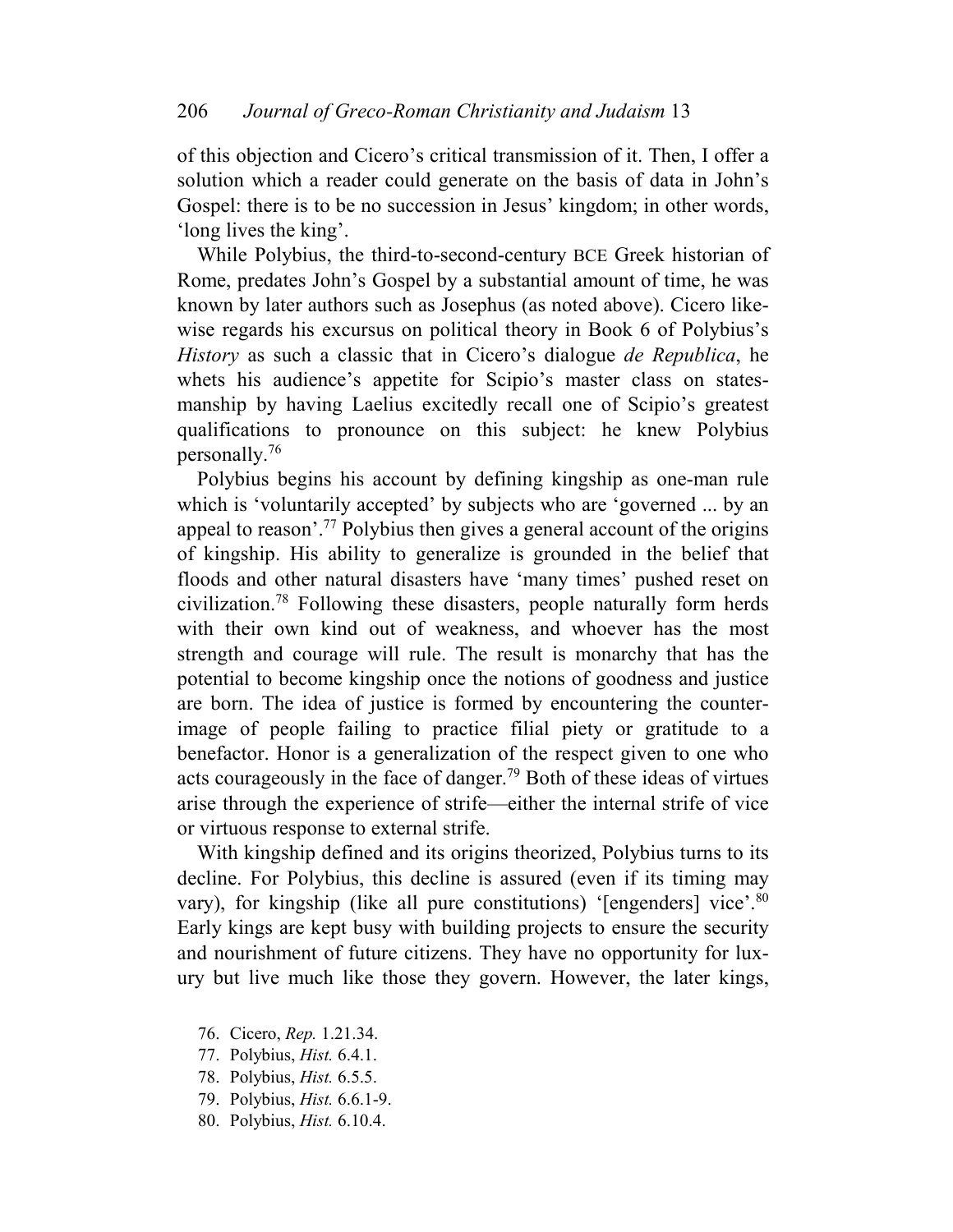of this objection and Cicero's critical transmission of it. Then, I offer a solution which a reader could generate on the basis of data in John's Gospel: there is to be no succession in Jesus' kingdom; in other words, 'long lives the king'.

While Polybius, the third-to-second-century BCE Greek historian of Rome, predates John's Gospel by a substantial amount of time, he was known by later authors such as Josephus (as noted above). Cicero likewise regards his excursus on political theory in Book 6 of Polybius's *History* as such a classic that in Cicero's dialogue *de Republica*, he whets his audience's appetite for Scipio's master class on statesmanship by having Laelius excitedly recall one of Scipio's greatest qualifications to pronounce on this subject: he knew Polybius personally.[76]

Polybius begins his account by defining kingship as one-man rule which is 'voluntarily accepted' by subjects who are 'governed ... by an appeal to reason'.[77] Polybius then gives a general account of the origins of kingship. His ability to generalize is grounded in the belief that floods and other natural disasters have 'many times' pushed reset on civilization.[78] Following these disasters, people naturally form herds with their own kind out of weakness, and whoever has the most strength and courage will rule. The result is monarchy that has the potential to become kingship once the notions of goodness and justice are born. The idea of justice is formed by encountering the counter-image of people failing to practice filial piety or gratitude to a benefactor. Honor is a generalization of the respect given to one who acts courageously in the face of danger.[79] Both of these ideas of virtues arise through the experience of strife—either the internal strife of vice or virtuous response to external strife.

With kingship defined and its origins theorized, Polybius turns to its decline. For Polybius, this decline is assured (even if its timing may vary), for kingship (like all pure constitutions) '[engenders] vice'.[80] Early kings are kept busy with building projects to ensure the security and nourishment of future citizens. They have no opportunity for luxury but live much like those they govern. However, the later kings,

76. Cicero, *Rep.* 1.21.34.
77. Polybius, *Hist.* 6.4.1.
78. Polybius, *Hist.* 6.5.5.
79. Polybius, *Hist.* 6.6.1-9.
80. Polybius, *Hist.* 6.10.4.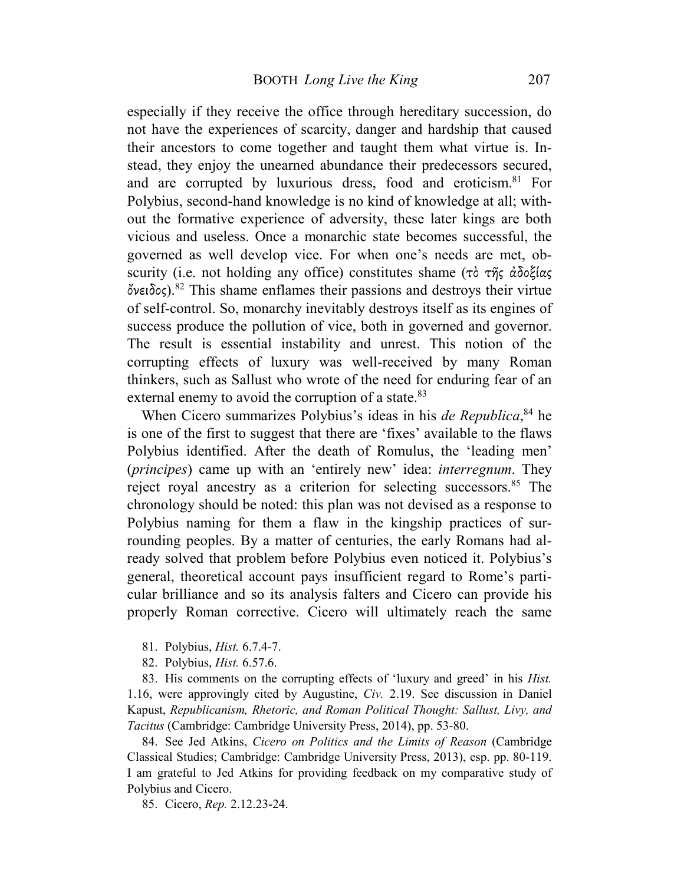especially if they receive the office through hereditary succession, do not have the experiences of scarcity, danger and hardship that caused their ancestors to come together and taught them what virtue is. Instead, they enjoy the unearned abundance their predecessors secured, and are corrupted by luxurious dress, food and eroticism.[81] For Polybius, second-hand knowledge is no kind of knowledge at all; without the formative experience of adversity, these later kings are both vicious and useless. Once a monarchic state becomes successful, the governed as well develop vice. For when one's needs are met, obscurity (i.e. not holding any office) constitutes shame (τὸ τῆς ἀδοξίας ὄνειδος).[82] This shame enflames their passions and destroys their virtue of self-control. So, monarchy inevitably destroys itself as its engines of success produce the pollution of vice, both in governed and governor. The result is essential instability and unrest. This notion of the corrupting effects of luxury was well-received by many Roman thinkers, such as Sallust who wrote of the need for enduring fear of an external enemy to avoid the corruption of a state.[83]

When Cicero summarizes Polybius's ideas in his *de Republica*,[84] he is one of the first to suggest that there are 'fixes' available to the flaws Polybius identified. After the death of Romulus, the 'leading men' (*principes*) came up with an 'entirely new' idea: *interregnum*. They reject royal ancestry as a criterion for selecting successors.[85] The chronology should be noted: this plan was not devised as a response to Polybius naming for them a flaw in the kingship practices of surrounding peoples. By a matter of centuries, the early Romans had already solved that problem before Polybius even noticed it. Polybius's general, theoretical account pays insufficient regard to Rome's particular brilliance and so its analysis falters and Cicero can provide his properly Roman corrective. Cicero will ultimately reach the same

81. Polybius, *Hist.* 6.7.4-7.

82. Polybius, *Hist.* 6.57.6.

83. His comments on the corrupting effects of 'luxury and greed' in his *Hist.* 1.16, were approvingly cited by Augustine, *Civ.* 2.19. See discussion in Daniel Kapust, *Republicanism, Rhetoric, and Roman Political Thought: Sallust, Livy, and Tacitus* (Cambridge: Cambridge University Press, 2014), pp. 53-80.

84. See Jed Atkins, *Cicero on Politics and the Limits of Reason* (Cambridge Classical Studies; Cambridge: Cambridge University Press, 2013), esp. pp. 80-119. I am grateful to Jed Atkins for providing feedback on my comparative study of Polybius and Cicero.

85. Cicero, *Rep.* 2.12.23-24.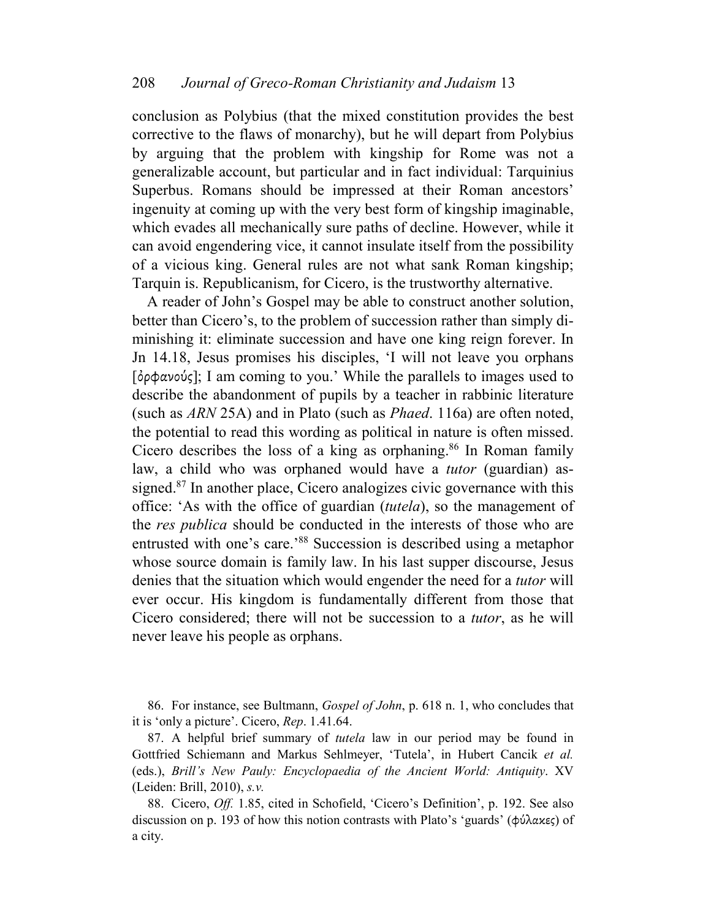conclusion as Polybius (that the mixed constitution provides the best corrective to the flaws of monarchy), but he will depart from Polybius by arguing that the problem with kingship for Rome was not a generalizable account, but particular and in fact individual: Tarquinius Superbus. Romans should be impressed at their Roman ancestors' ingenuity at coming up with the very best form of kingship imaginable, which evades all mechanically sure paths of decline. However, while it can avoid engendering vice, it cannot insulate itself from the possibility of a vicious king. General rules are not what sank Roman kingship; Tarquin is. Republicanism, for Cicero, is the trustworthy alternative.

A reader of John's Gospel may be able to construct another solution, better than Cicero's, to the problem of succession rather than simply diminishing it: eliminate succession and have one king reign forever. In Jn 14.18, Jesus promises his disciples, 'I will not leave you orphans [ὀρφανούς]; I am coming to you.' While the parallels to images used to describe the abandonment of pupils by a teacher in rabbinic literature (such as *ARN* 25A) and in Plato (such as *Phaed*. 116a) are often noted, the potential to read this wording as political in nature is often missed. Cicero describes the loss of a king as orphaning.[86] In Roman family law, a child who was orphaned would have a *tutor* (guardian) assigned.[87] In another place, Cicero analogizes civic governance with this office: 'As with the office of guardian (*tutela*), so the management of the *res publica* should be conducted in the interests of those who are entrusted with one's care.'[88] Succession is described using a metaphor whose source domain is family law. In his last supper discourse, Jesus denies that the situation which would engender the need for a *tutor* will ever occur. His kingdom is fundamentally different from those that Cicero considered; there will not be succession to a *tutor*, as he will never leave his people as orphans.

86. For instance, see Bultmann, *Gospel of John*, p. 618 n. 1, who concludes that it is 'only a picture'. Cicero, *Rep*. 1.41.64.

87. A helpful brief summary of *tutela* law in our period may be found in Gottfried Schiemann and Markus Sehlmeyer, 'Tutela', in Hubert Cancik *et al.* (eds.), *Brill's New Pauly: Encyclopaedia of the Ancient World: Antiquity*. XV (Leiden: Brill, 2010), *s.v.*

88. Cicero, *Off.* 1.85, cited in Schofield, 'Cicero's Definition', p. 192. See also discussion on p. 193 of how this notion contrasts with Plato's 'guards' (φύλακες) of a city.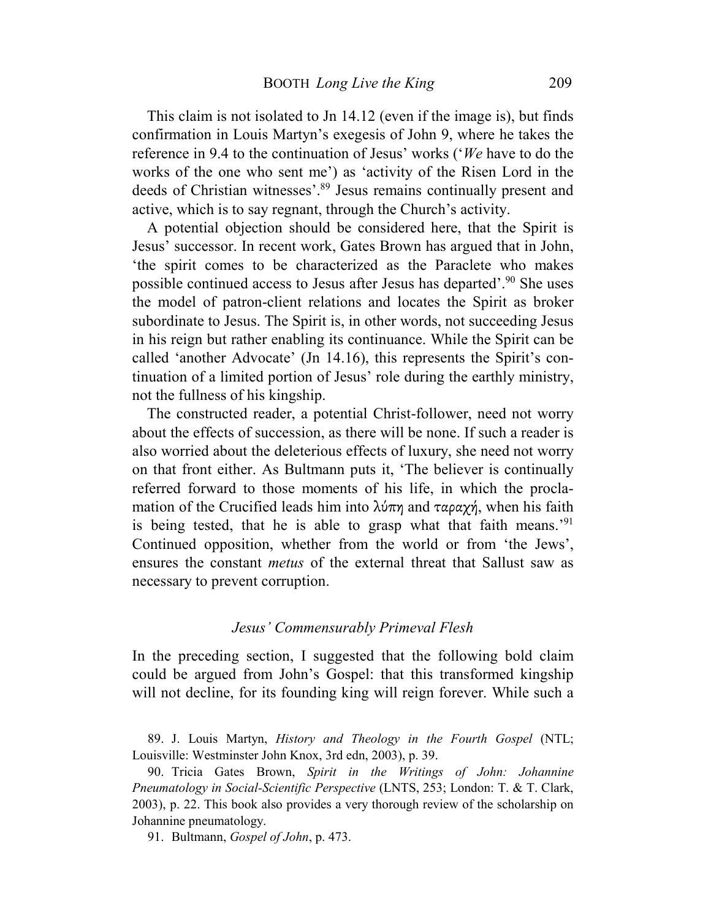This claim is not isolated to Jn 14.12 (even if the image is), but finds confirmation in Louis Martyn's exegesis of John 9, where he takes the reference in 9.4 to the continuation of Jesus' works ('*We* have to do the works of the one who sent me') as 'activity of the Risen Lord in the deeds of Christian witnesses'.[89] Jesus remains continually present and active, which is to say regnant, through the Church's activity.

A potential objection should be considered here, that the Spirit is Jesus' successor. In recent work, Gates Brown has argued that in John, 'the spirit comes to be characterized as the Paraclete who makes possible continued access to Jesus after Jesus has departed'.[90] She uses the model of patron-client relations and locates the Spirit as broker subordinate to Jesus. The Spirit is, in other words, not succeeding Jesus in his reign but rather enabling its continuance. While the Spirit can be called 'another Advocate' (Jn 14.16), this represents the Spirit's continuation of a limited portion of Jesus' role during the earthly ministry, not the fullness of his kingship.

The constructed reader, a potential Christ-follower, need not worry about the effects of succession, as there will be none. If such a reader is also worried about the deleterious effects of luxury, she need not worry on that front either. As Bultmann puts it, 'The believer is continually referred forward to those moments of his life, in which the proclamation of the Crucified leads him into λύπη and ταραχή, when his faith is being tested, that he is able to grasp what that faith means.'[91] Continued opposition, whether from the world or from 'the Jews', ensures the constant *metus* of the external threat that Sallust saw as necessary to prevent corruption.

### *Jesus' Commensurably Primeval Flesh*

In the preceding section, I suggested that the following bold claim could be argued from John's Gospel: that this transformed kingship will not decline, for its founding king will reign forever. While such a

89. J. Louis Martyn, *History and Theology in the Fourth Gospel* (NTL; Louisville: Westminster John Knox, 3rd edn, 2003), p. 39.

90. Tricia Gates Brown, *Spirit in the Writings of John: Johannine Pneumatology in Social-Scientific Perspective* (LNTS, 253; London: T. & T. Clark, 2003), p. 22. This book also provides a very thorough review of the scholarship on Johannine pneumatology.

91. Bultmann, *Gospel of John*, p. 473.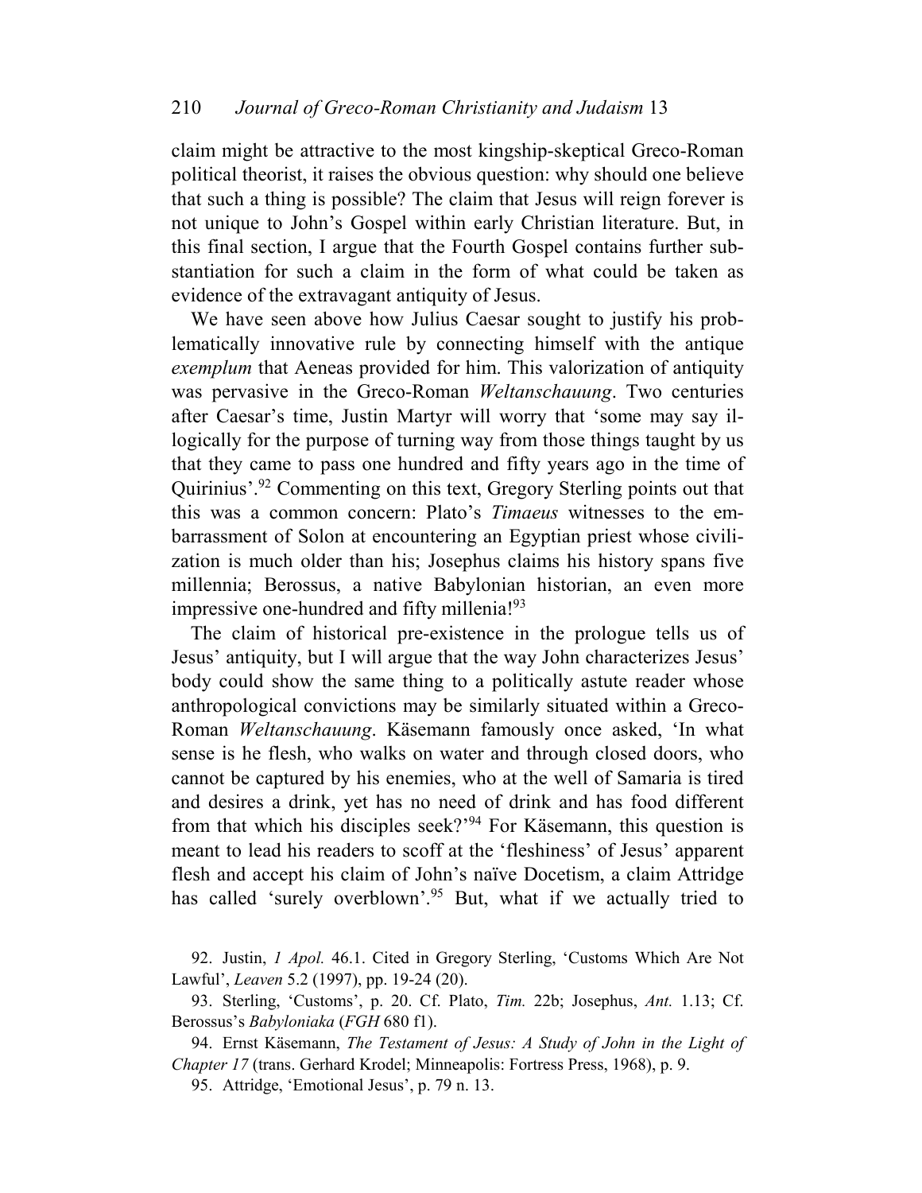claim might be attractive to the most kingship-skeptical Greco-Roman political theorist, it raises the obvious question: why should one believe that such a thing is possible? The claim that Jesus will reign forever is not unique to John's Gospel within early Christian literature. But, in this final section, I argue that the Fourth Gospel contains further substantiation for such a claim in the form of what could be taken as evidence of the extravagant antiquity of Jesus.

We have seen above how Julius Caesar sought to justify his problematically innovative rule by connecting himself with the antique *exemplum* that Aeneas provided for him. This valorization of antiquity was pervasive in the Greco-Roman *Weltanschauung*. Two centuries after Caesar's time, Justin Martyr will worry that 'some may say illogically for the purpose of turning way from those things taught by us that they came to pass one hundred and fifty years ago in the time of Quirinius'.[92] Commenting on this text, Gregory Sterling points out that this was a common concern: Plato's *Timaeus* witnesses to the embarrassment of Solon at encountering an Egyptian priest whose civilization is much older than his; Josephus claims his history spans five millennia; Berossus, a native Babylonian historian, an even more impressive one-hundred and fifty millenia![93]

The claim of historical pre-existence in the prologue tells us of Jesus' antiquity, but I will argue that the way John characterizes Jesus' body could show the same thing to a politically astute reader whose anthropological convictions may be similarly situated within a Greco-Roman *Weltanschauung*. Käsemann famously once asked, 'In what sense is he flesh, who walks on water and through closed doors, who cannot be captured by his enemies, who at the well of Samaria is tired and desires a drink, yet has no need of drink and has food different from that which his disciples seek?'[94] For Käsemann, this question is meant to lead his readers to scoff at the 'fleshiness' of Jesus' apparent flesh and accept his claim of John's naïve Docetism, a claim Attridge has called 'surely overblown'.[95] But, what if we actually tried to

92. Justin, *1 Apol.* 46.1. Cited in Gregory Sterling, 'Customs Which Are Not Lawful', *Leaven* 5.2 (1997), pp. 19-24 (20).

93. Sterling, 'Customs', p. 20. Cf. Plato, *Tim.* 22b; Josephus, *Ant.* 1.13; Cf. Berossus's *Babyloniaka* (*FGH* 680 f1).

94. Ernst Käsemann, *The Testament of Jesus: A Study of John in the Light of Chapter 17* (trans. Gerhard Krodel; Minneapolis: Fortress Press, 1968), p. 9.

95. Attridge, 'Emotional Jesus', p. 79 n. 13.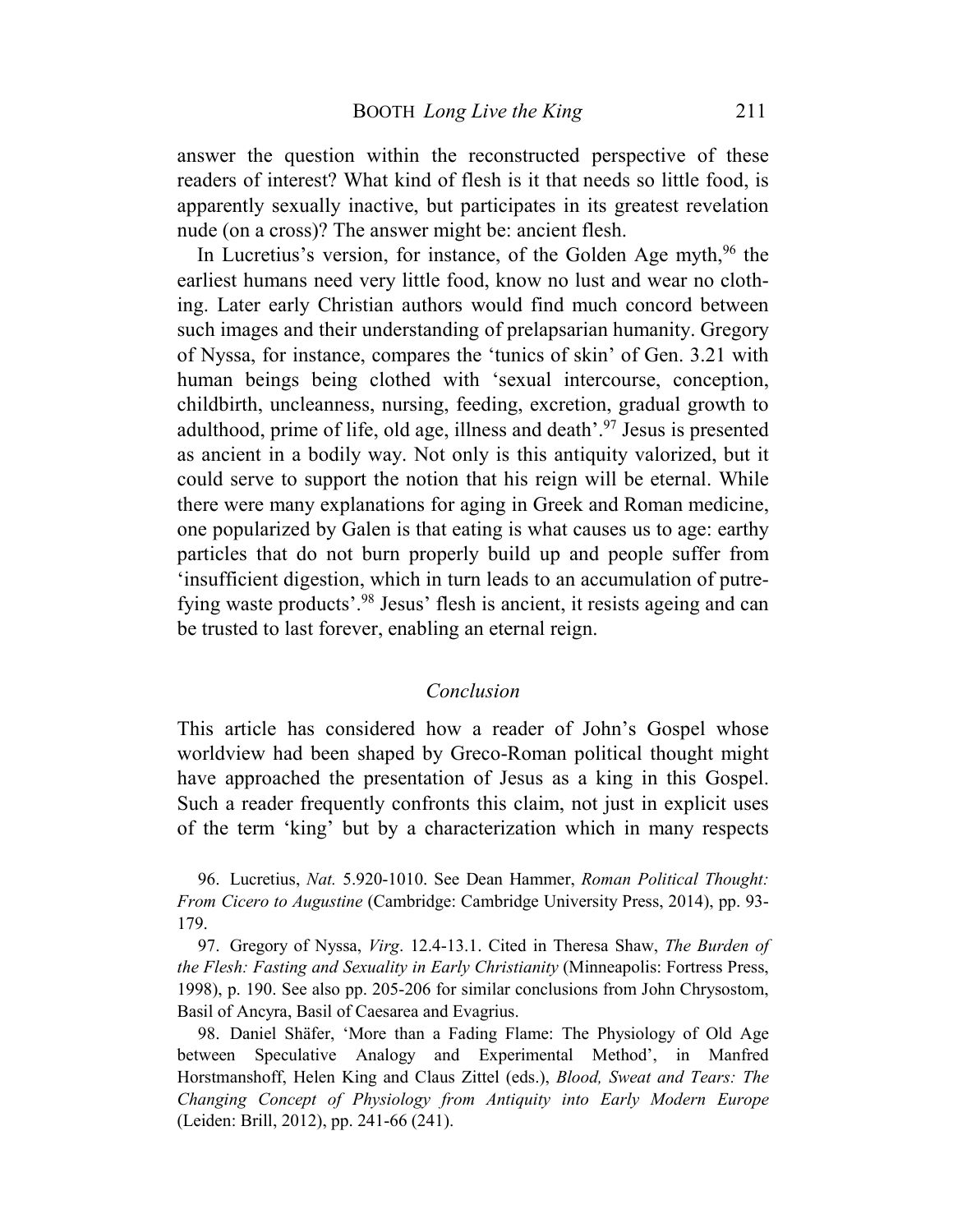answer the question within the reconstructed perspective of these readers of interest? What kind of flesh is it that needs so little food, is apparently sexually inactive, but participates in its greatest revelation nude (on a cross)? The answer might be: ancient flesh.

In Lucretius's version, for instance, of the Golden Age myth,[96] the earliest humans need very little food, know no lust and wear no clothing. Later early Christian authors would find much concord between such images and their understanding of prelapsarian humanity. Gregory of Nyssa, for instance, compares the 'tunics of skin' of Gen. 3.21 with human beings being clothed with 'sexual intercourse, conception, childbirth, uncleanness, nursing, feeding, excretion, gradual growth to adulthood, prime of life, old age, illness and death'.[97] Jesus is presented as ancient in a bodily way. Not only is this antiquity valorized, but it could serve to support the notion that his reign will be eternal. While there were many explanations for aging in Greek and Roman medicine, one popularized by Galen is that eating is what causes us to age: earthy particles that do not burn properly build up and people suffer from 'insufficient digestion, which in turn leads to an accumulation of putrefying waste products'.[98] Jesus' flesh is ancient, it resists ageing and can be trusted to last forever, enabling an eternal reign.

## *Conclusion*

This article has considered how a reader of John's Gospel whose worldview had been shaped by Greco-Roman political thought might have approached the presentation of Jesus as a king in this Gospel. Such a reader frequently confronts this claim, not just in explicit uses of the term 'king' but by a characterization which in many respects

96. Lucretius, *Nat.* 5.920-1010. See Dean Hammer, *Roman Political Thought: From Cicero to Augustine* (Cambridge: Cambridge University Press, 2014), pp. 93-179.

97. Gregory of Nyssa, *Virg*. 12.4-13.1. Cited in Theresa Shaw, *The Burden of the Flesh: Fasting and Sexuality in Early Christianity* (Minneapolis: Fortress Press, 1998), p. 190. See also pp. 205-206 for similar conclusions from John Chrysostom, Basil of Ancyra, Basil of Caesarea and Evagrius.

98. Daniel Shäfer, 'More than a Fading Flame: The Physiology of Old Age between Speculative Analogy and Experimental Method', in Manfred Horstmanshoff, Helen King and Claus Zittel (eds.), *Blood, Sweat and Tears: The Changing Concept of Physiology from Antiquity into Early Modern Europe* (Leiden: Brill, 2012), pp. 241-66 (241).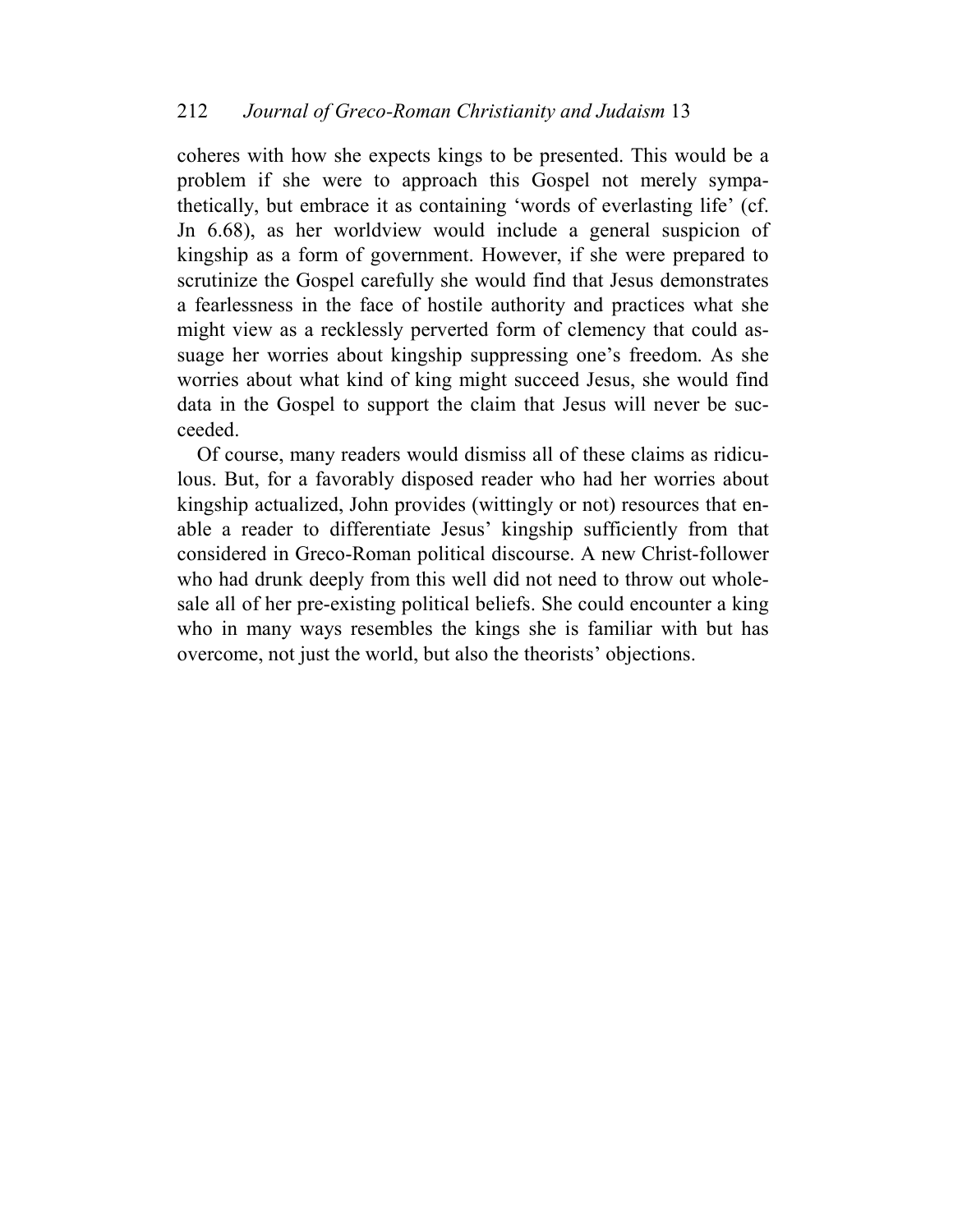coheres with how she expects kings to be presented. This would be a problem if she were to approach this Gospel not merely sympathetically, but embrace it as containing 'words of everlasting life' (cf. Jn 6.68), as her worldview would include a general suspicion of kingship as a form of government. However, if she were prepared to scrutinize the Gospel carefully she would find that Jesus demonstrates a fearlessness in the face of hostile authority and practices what she might view as a recklessly perverted form of clemency that could assuage her worries about kingship suppressing one's freedom. As she worries about what kind of king might succeed Jesus, she would find data in the Gospel to support the claim that Jesus will never be succeeded.

Of course, many readers would dismiss all of these claims as ridiculous. But, for a favorably disposed reader who had her worries about kingship actualized, John provides (wittingly or not) resources that enable a reader to differentiate Jesus' kingship sufficiently from that considered in Greco-Roman political discourse. A new Christ-follower who had drunk deeply from this well did not need to throw out wholesale all of her pre-existing political beliefs. She could encounter a king who in many ways resembles the kings she is familiar with but has overcome, not just the world, but also the theorists' objections.